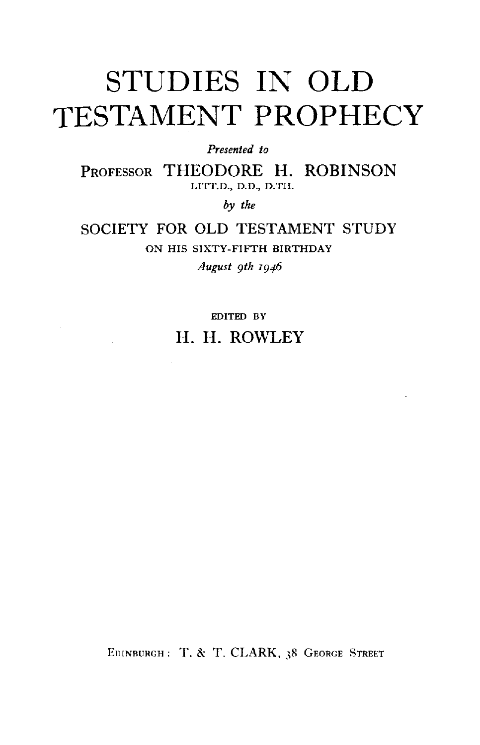# STUDIES IN OLD TESTAMENT PROPHECY

*Presented to*

PROFESSOR THEODORE H. ROBINSON

LITT.D., D.D., D.TH.

*by the*

SOCIETY FOR OLD TESTAMENT STUDY

ON HIS SIXTY-FIFTH BIRTHDAY

*August 9th 1946*

EDITED BY

H. H. ROWLEY

EDINBURGH: T. & T. CLARK, 38 GEORGE STREET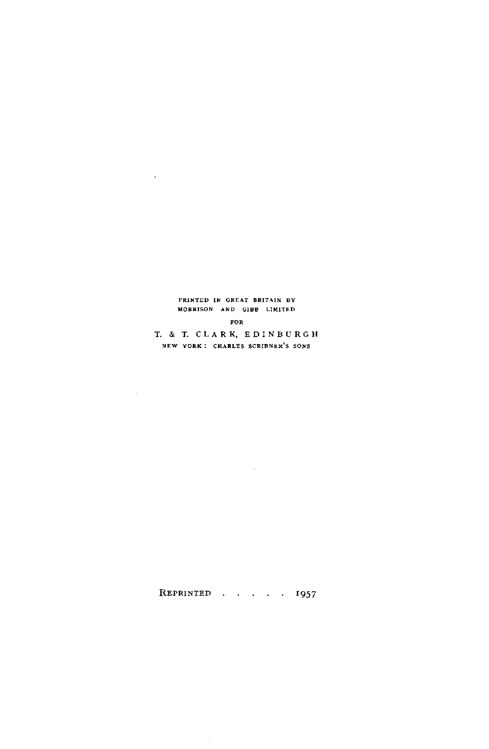PRINTED IN GREAT BRITAIN BY
MORRISON AND GIBB LIMITED

FOR

T. & T. CLARK, EDINBURGH

NEW YORK: CHARLES SCRIBNER'S SONS

REPRINTED . . . . . 1957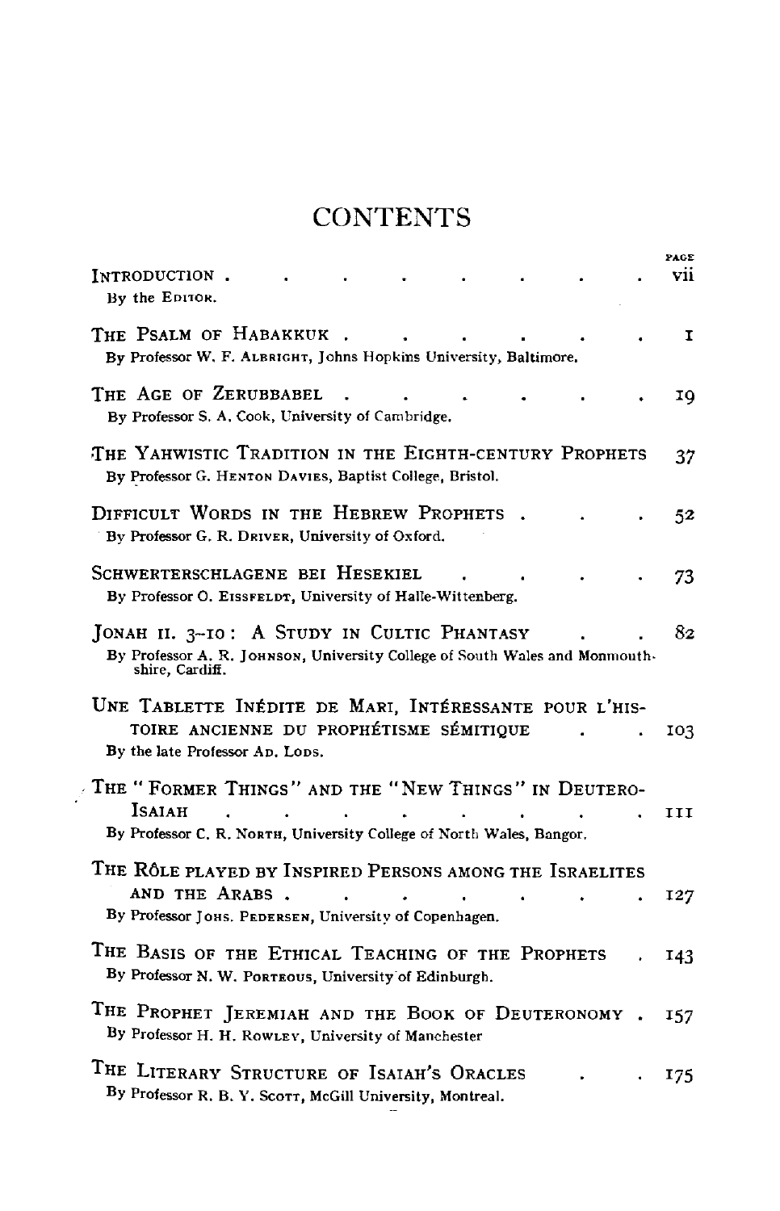# CONTENTS

| | PAGE |
|---|---|
| INTRODUCTION<br>By the EDITOR. | vii |
| THE PSALM OF HABAKKUK<br>By Professor W. F. ALBRIGHT, Johns Hopkins University, Baltimore. | 1 |
| THE AGE OF ZERUBBABEL<br>By Professor S. A. COOK, University of Cambridge. | 19 |
| THE YAHWISTIC TRADITION IN THE EIGHTH-CENTURY PROPHETS<br>By Professor G. HENTON DAVIES, Baptist College, Bristol. | 37 |
| DIFFICULT WORDS IN THE HEBREW PROPHETS<br>By Professor G. R. DRIVER, University of Oxford. | 52 |
| SCHWERTERSCHLAGENE BEI HESEKIEL<br>By Professor O. EISSFELDT, University of Halle-Wittenberg. | 73 |
| JONAH II. 3–10: A STUDY IN CULTIC PHANTASY<br>By Professor A. R. JOHNSON, University College of South Wales and Monmouthshire, Cardiff. | 82 |
| UNE TABLETTE INÉDITE DE MARI, INTÉRESSANTE POUR L'HISTOIRE ANCIENNE DU PROPHÉTISME SÉMITIQUE<br>By the late Professor AD. LODS. | 103 |
| THE "FORMER THINGS" AND THE "NEW THINGS" IN DEUTERO-ISAIAH<br>By Professor C. R. NORTH, University College of North Wales, Bangor. | 111 |
| THE RÔLE PLAYED BY INSPIRED PERSONS AMONG THE ISRAELITES AND THE ARABS<br>By Professor JOHS. PEDERSEN, University of Copenhagen. | 127 |
| THE BASIS OF THE ETHICAL TEACHING OF THE PROPHETS<br>By Professor N. W. PORTEOUS, University of Edinburgh. | 143 |
| THE PROPHET JEREMIAH AND THE BOOK OF DEUTERONOMY<br>By Professor H. H. ROWLEY, University of Manchester | 157 |
| THE LITERARY STRUCTURE OF ISAIAH'S ORACLES<br>By Professor R. B. Y. SCOTT, McGill University, Montreal. | 175 |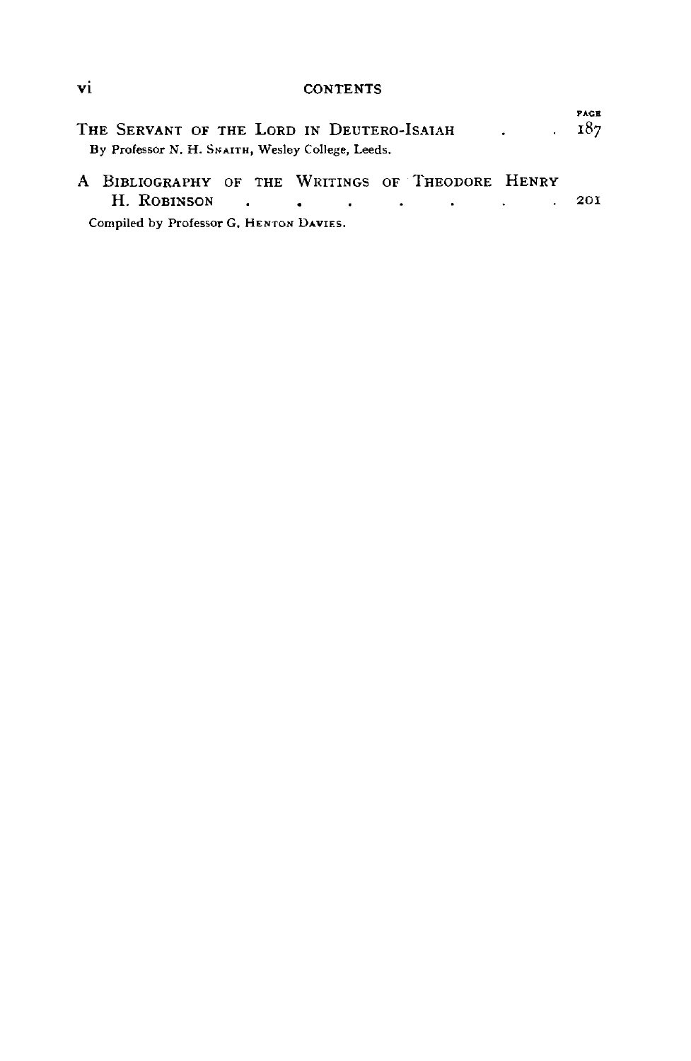| | PAGE |
|---|---|
| THE SERVANT OF THE LORD IN DEUTERO-ISAIAH<br>By Professor N. H. SNAITH, Wesley College, Leeds. | 187 |
| A BIBLIOGRAPHY OF THE WRITINGS OF THEODORE HENRY H. ROBINSON<br>Compiled by Professor G. HENTON DAVIES. | 201 |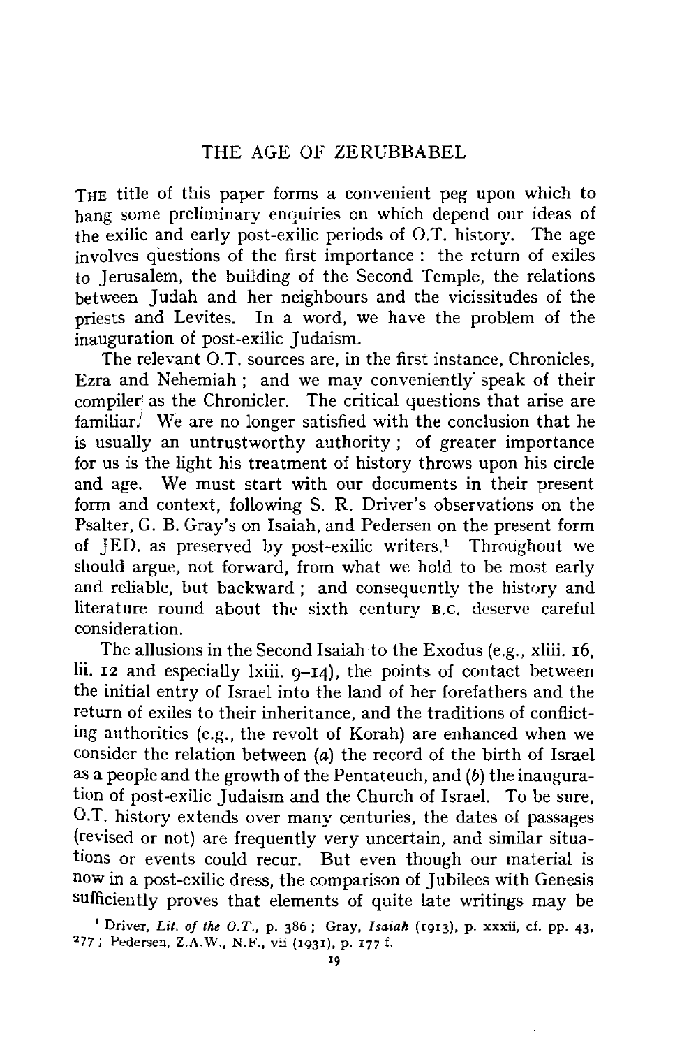# THE AGE OF ZERUBBABEL

THE title of this paper forms a convenient peg upon which to hang some preliminary enquiries on which depend our ideas of the exilic and early post-exilic periods of O.T. history. The age involves questions of the first importance : the return of exiles to Jerusalem, the building of the Second Temple, the relations between Judah and her neighbours and the vicissitudes of the priests and Levites. In a word, we have the problem of the inauguration of post-exilic Judaism.

The relevant O.T. sources are, in the first instance, Chronicles, Ezra and Nehemiah ; and we may conveniently speak of their compiler as the Chronicler. The critical questions that arise are familiar. We are no longer satisfied with the conclusion that he is usually an untrustworthy authority ; of greater importance for us is the light his treatment of history throws upon his circle and age. We must start with our documents in their present form and context, following S. R. Driver's observations on the Psalter, G. B. Gray's on Isaiah, and Pedersen on the present form of JED. as preserved by post-exilic writers.[1] Throughout we should argue, not forward, from what we hold to be most early and reliable, but backward ; and consequently the history and literature round about the sixth century B.C. deserve careful consideration.

The allusions in the Second Isaiah to the Exodus (e.g., xliii. 16, lii. 12 and especially lxiii. 9–14), the points of contact between the initial entry of Israel into the land of her forefathers and the return of exiles to their inheritance, and the traditions of conflicting authorities (e.g., the revolt of Korah) are enhanced when we consider the relation between (*a*) the record of the birth of Israel as a people and the growth of the Pentateuch, and (*b*) the inauguration of post-exilic Judaism and the Church of Israel. To be sure, O.T. history extends over many centuries, the dates of passages (revised or not) are frequently very uncertain, and similar situations or events could recur. But even though our material is now in a post-exilic dress, the comparison of Jubilees with Genesis sufficiently proves that elements of quite late writings may be

[1] Driver, *Lit. of the O.T.*, p. 386 ; Gray, *Isaiah* (1913), p. xxxii, cf. pp. 43, 277 ; Pedersen, Z.A.W., N.F., vii (1931), p. 177 f.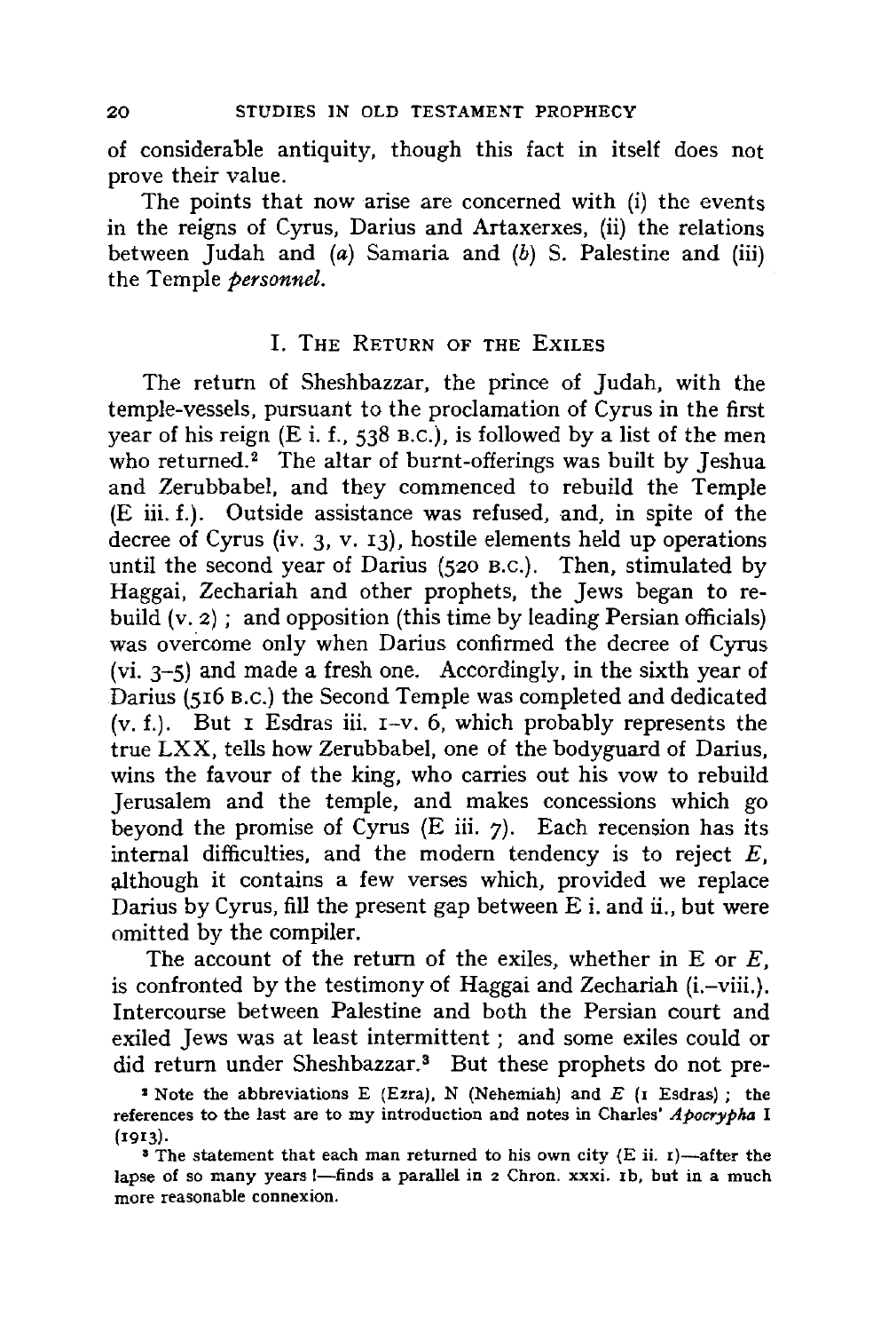of considerable antiquity, though this fact in itself does not prove their value.

The points that now arise are concerned with (i) the events in the reigns of Cyrus, Darius and Artaxerxes, (ii) the relations between Judah and (*a*) Samaria and (*b*) S. Palestine and (iii) the Temple *personnel*.

## I. The Return of the Exiles

The return of Sheshbazzar, the prince of Judah, with the temple-vessels, pursuant to the proclamation of Cyrus in the first year of his reign (E i. f., 538 B.C.), is followed by a list of the men who returned.[2] The altar of burnt-offerings was built by Jeshua and Zerubbabel, and they commenced to rebuild the Temple (E iii. f.). Outside assistance was refused, and, in spite of the decree of Cyrus (iv. 3, v. 13), hostile elements held up operations until the second year of Darius (520 B.C.). Then, stimulated by Haggai, Zechariah and other prophets, the Jews began to rebuild (v. 2); and opposition (this time by leading Persian officials) was overcome only when Darius confirmed the decree of Cyrus (vi. 3-5) and made a fresh one. Accordingly, in the sixth year of Darius (516 B.C.) the Second Temple was completed and dedicated (v. f.). But 1 Esdras iii. 1-v. 6, which probably represents the true LXX, tells how Zerubbabel, one of the bodyguard of Darius, wins the favour of the king, who carries out his vow to rebuild Jerusalem and the temple, and makes concessions which go beyond the promise of Cyrus (E iii. 7). Each recension has its internal difficulties, and the modern tendency is to reject *E*, although it contains a few verses which, provided we replace Darius by Cyrus, fill the present gap between E i. and ii., but were omitted by the compiler.

The account of the return of the exiles, whether in E or *E*, is confronted by the testimony of Haggai and Zechariah (i.-viii.). Intercourse between Palestine and both the Persian court and exiled Jews was at least intermittent; and some exiles could or did return under Sheshbazzar.[3] But these prophets do not pre-

[1] Note the abbreviations E (Ezra), N (Nehemiah) and *E* (1 Esdras); the references to the last are to my introduction and notes in Charles' *Apocrypha* I (1913).

[2] The statement that each man returned to his own city (E ii. 1)—after the lapse of so many years!—finds a parallel in 2 Chron. xxxi. 1b, but in a much more reasonable connexion.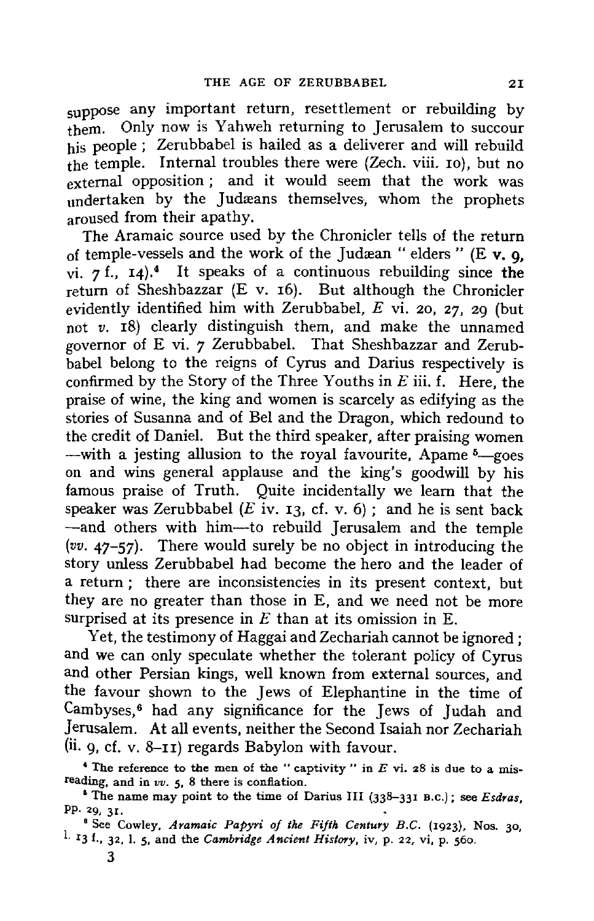suppose any important return, resettlement or rebuilding by them. Only now is Yahweh returning to Jerusalem to succour his people; Zerubbabel is hailed as a deliverer and will rebuild the temple. Internal troubles there were (Zech. viii. 10), but no external opposition; and it would seem that the work was undertaken by the Judæans themselves, whom the prophets aroused from their apathy.

The Aramaic source used by the Chronicler tells of the return of temple-vessels and the work of the Judæan "elders" (E **v. 9**, vi. 7 f., 14).[4] It speaks of a continuous rebuilding since the return of Sheshbazzar (E v. 16). But although the Chronicler evidently identified him with Zerubbabel, *E* vi. 20, 27, 29 (but not *v.* 18) clearly distinguish them, and make the unnamed governor of E vi. 7 Zerubbabel. That Sheshbazzar and Zerubbabel belong to the reigns of Cyrus and Darius respectively is confirmed by the Story of the Three Youths in *E* iii. f. Here, the praise of wine, the king and women is scarcely as edifying as the stories of Susanna and of Bel and the Dragon, which redound to the credit of Daniel. But the third speaker, after praising women —with a jesting allusion to the royal favourite, Apame [5]—goes on and wins general applause and the king's goodwill by his famous praise of Truth. Quite incidentally we learn that the speaker was Zerubbabel (*E* iv. 13, cf. v. 6); and he is sent back —and others with him—to rebuild Jerusalem and the temple (*vv.* 47–57). There would surely be no object in introducing the story unless Zerubbabel had become the hero and the leader of a return; there are inconsistencies in its present context, but they are no greater than those in E, and we need not be more surprised at its presence in *E* than at its omission in E.

Yet, the testimony of Haggai and Zechariah cannot be ignored; and we can only speculate whether the tolerant policy of Cyrus and other Persian kings, well known from external sources, and the favour shown to the Jews of Elephantine in the time of Cambyses,[6] had any significance for the Jews of Judah and Jerusalem. At all events, neither the Second Isaiah nor Zechariah (ii. 9, cf. v. 8–11) regards Babylon with favour.

[4] The reference to the men of the "captivity" in *E* vi. 28 is due to a misreading, and in *vv.* 5, 8 there is conflation.

[5] The name may point to the time of Darius III (338–331 B.C.); see *Esdras*, pp. 29, 31.

[6] See Cowley, *Aramaic Papyri of the Fifth Century B.C.* (1923), Nos. 30, l. 13 f., 32, l. 5, and the *Cambridge Ancient History*, iv, p. 22, vi, p. 560.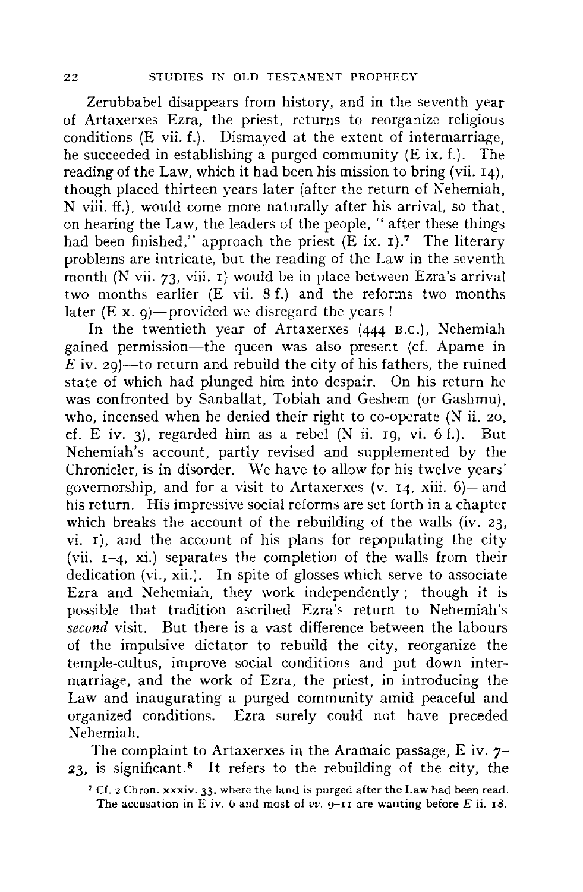Zerubbabel disappears from history, and in the seventh year of Artaxerxes Ezra, the priest, returns to reorganize religious conditions (E vii. f.). Dismayed at the extent of intermarriage, he succeeded in establishing a purged community (E ix. f.). The reading of the Law, which it had been his mission to bring (vii. 14), though placed thirteen years later (after the return of Nehemiah, N viii. ff.), would come more naturally after his arrival, so that, on hearing the Law, the leaders of the people, " after these things had been finished," approach the priest (E ix. 1).[7] The literary problems are intricate, but the reading of the Law in the seventh month (N vii. 73, viii. 1) would be in place between Ezra's arrival two months earlier (E vii. 8 f.) and the reforms two months later (E x. 9)—provided we disregard the years !

In the twentieth year of Artaxerxes (444 B.C.), Nehemiah gained permission—the queen was also present (cf. Apame in *E* iv. 29)—to return and rebuild the city of his fathers, the ruined state of which had plunged him into despair. On his return he was confronted by Sanballat, Tobiah and Geshem (or Gashmu), who, incensed when he denied their right to co-operate (N ii. 20, cf. E iv. 3), regarded him as a rebel (N ii. 19, vi. 6 f.). But Nehemiah's account, partly revised and supplemented by the Chronicler, is in disorder. We have to allow for his twelve years' governorship, and for a visit to Artaxerxes (v. 14, xiii. 6)—and his return. His impressive social reforms are set forth in a chapter which breaks the account of the rebuilding of the walls (iv. 23, vi. 1), and the account of his plans for repopulating the city (vii. 1–4, xi.) separates the completion of the walls from their dedication (vi., xii.). In spite of glosses which serve to associate Ezra and Nehemiah, they work independently ; though it is possible that tradition ascribed Ezra's return to Nehemiah's *second* visit. But there is a vast difference between the labours of the impulsive dictator to rebuild the city, reorganize the temple-cultus, improve social conditions and put down intermarriage, and the work of Ezra, the priest, in introducing the Law and inaugurating a purged community amid peaceful and organized conditions. Ezra surely could not have preceded Nehemiah.

The complaint to Artaxerxes in the Aramaic passage, E iv. 7–23, is significant.[8] It refers to the rebuilding of the city, the

[7] Cf. 2 Chron. xxxiv. 33, where the land is purged after the Law had been read. The accusation in E iv. 6 and most of *vv.* 9–11 are wanting before *E* ii. 18.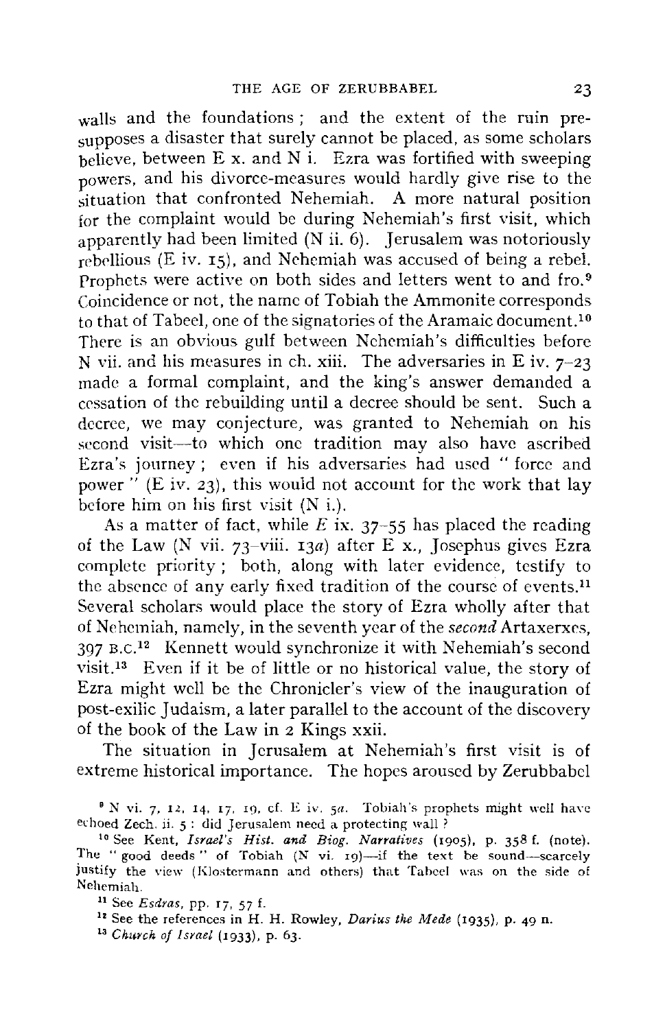walls and the foundations; and the extent of the ruin presupposes a disaster that surely cannot be placed, as some scholars believe, between E x. and N i. Ezra was fortified with sweeping powers, and his divorce-measures would hardly give rise to the situation that confronted Nehemiah. A more natural position for the complaint would be during Nehemiah's first visit, which apparently had been limited (N ii. 6). Jerusalem was notoriously rebellious (E iv. 15), and Nehemiah was accused of being a rebel. Prophets were active on both sides and letters went to and fro.[9] Coincidence or not, the name of Tobiah the Ammonite corresponds to that of Tabeel, one of the signatories of the Aramaic document.[10] There is an obvious gulf between Nehemiah's difficulties before N vii. and his measures in ch. xiii. The adversaries in E iv. 7–23 made a formal complaint, and the king's answer demanded a cessation of the rebuilding until a decree should be sent. Such a decree, we may conjecture, was granted to Nehemiah on his second visit—to which one tradition may also have ascribed Ezra's journey; even if his adversaries had used "force and power" (E iv. 23), this would not account for the work that lay before him on his first visit (N i.).

As a matter of fact, while *E* ix. 37–55 has placed the reading of the Law (N vii. 73–viii. 13*a*) after E x., Josephus gives Ezra complete priority; both, along with later evidence, testify to the absence of any early fixed tradition of the course of events.[11] Several scholars would place the story of Ezra wholly after that of Nehemiah, namely, in the seventh year of the *second* Artaxerxes, 397 B.C.[12] Kennett would synchronize it with Nehemiah's second visit.[13] Even if it be of little or no historical value, the story of Ezra might well be the Chronicler's view of the inauguration of post-exilic Judaism, a later parallel to the account of the discovery of the book of the Law in 2 Kings xxii.

The situation in Jerusalem at Nehemiah's first visit is of extreme historical importance. The hopes aroused by Zerubbabel

[9] N vi. 7, 12, 14, 17, 19, cf. E iv. 5*a*. Tobiah's prophets might well have echoed Zech. ii. 5: did Jerusalem need a protecting wall?

[10] See Kent, *Israel's Hist. and Biog. Narratives* (1905), p. 358 f. (note). The "good deeds" of Tobiah (N vi. 19)—if the text be sound—scarcely justify the view (Klostermann and others) that Tabeel was on the side of Nehemiah.

[11] See *Esdras*, pp. 17, 57 f.

[12] See the references in H. H. Rowley, *Darius the Mede* (1935), p. 49 n.

[13] *Church of Israel* (1933), p. 63.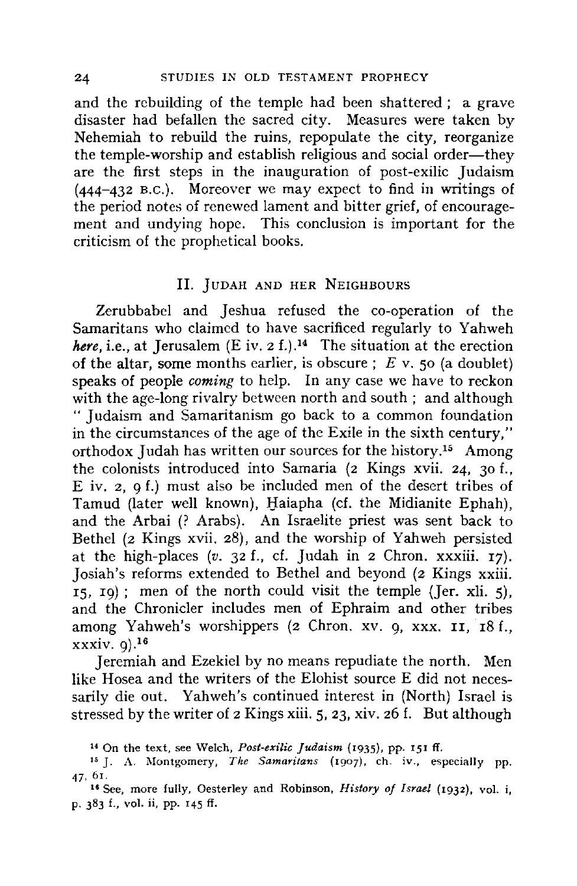and the rebuilding of the temple had been shattered ; a grave disaster had befallen the sacred city. Measures were taken by Nehemiah to rebuild the ruins, repopulate the city, reorganize the temple-worship and establish religious and social order—they are the first steps in the inauguration of post-exilic Judaism (444–432 B.C.). Moreover we may expect to find in writings of the period notes of renewed lament and bitter grief, of encouragement and undying hope. This conclusion is important for the criticism of the prophetical books.

## II. Judah and her Neighbours

Zerubbabel and Jeshua refused the co-operation of the Samaritans who claimed to have sacrificed regularly to Yahweh *here*, i.e., at Jerusalem (E iv. 2 f.).[14] The situation at the erection of the altar, some months earlier, is obscure ; *E* v. 50 (a doublet) speaks of people *coming* to help. In any case we have to reckon with the age-long rivalry between north and south ; and although " Judaism and Samaritanism go back to a common foundation in the circumstances of the age of the Exile in the sixth century," orthodox Judah has written our sources for the history.[15] Among the colonists introduced into Samaria (2 Kings xvii. 24, 30 f., E iv. 2, 9 f.) must also be included men of the desert tribes of Tamud (later well known), Ḥaiapha (cf. the Midianite Ephah), and the Arbai (? Arabs). An Israelite priest was sent back to Bethel (2 Kings xvii. 28), and the worship of Yahweh persisted at the high-places (*v.* 32 f., cf. Judah in 2 Chron. xxxiii. 17). Josiah's reforms extended to Bethel and beyond (2 Kings xxiii. 15, 19) ; men of the north could visit the temple (Jer. xli. 5), and the Chronicler includes men of Ephraim and other tribes among Yahweh's worshippers (2 Chron. xv. 9, xxx. 11, 18 f., xxxiv. 9).[16]

Jeremiah and Ezekiel by no means repudiate the north. Men like Hosea and the writers of the Elohist source E did not necessarily die out. Yahweh's continued interest in (North) Israel is stressed by the writer of 2 Kings xiii. 5, 23, xiv. 26 f. But although

[14] On the text, see Welch, *Post-exilic Judaism* (1935), pp. 151 ff.

[15] J. A. Montgomery, *The Samaritans* (1907), ch. iv., especially pp. 47, 61.

[16] See, more fully, Oesterley and Robinson, *History of Israel* (1932), vol. i, p. 383 f., vol. ii, pp. 145 ff.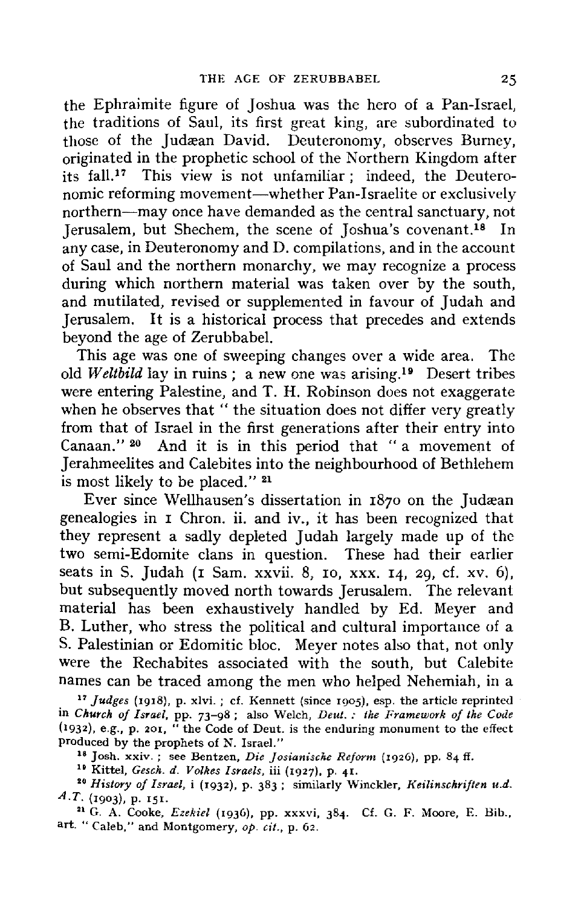the Ephraimite figure of Joshua was the hero of a Pan-Israel, the traditions of Saul, its first great king, are subordinated to those of the Judæan David. Deuteronomy, observes Burney, originated in the prophetic school of the Northern Kingdom after its fall.[17] This view is not unfamiliar; indeed, the Deuteronomic reforming movement—whether Pan-Israelite or exclusively northern—may once have demanded as the central sanctuary, not Jerusalem, but Shechem, the scene of Joshua's covenant.[18] In any case, in Deuteronomy and D. compilations, and in the account of Saul and the northern monarchy, we may recognize a process during which northern material was taken over by the south, and mutilated, revised or supplemented in favour of Judah and Jerusalem. It is a historical process that precedes and extends beyond the age of Zerubbabel.

This age was one of sweeping changes over a wide area. The old *Weltbild* lay in ruins; a new one was arising.[19] Desert tribes were entering Palestine, and T. H. Robinson does not exaggerate when he observes that "the situation does not differ very greatly from that of Israel in the first generations after their entry into Canaan."[20] And it is in this period that "a movement of Jerahmeelites and Calebites into the neighbourhood of Bethlehem is most likely to be placed."[21]

Ever since Wellhausen's dissertation in 1870 on the Judæan genealogies in 1 Chron. ii. and iv., it has been recognized that they represent a sadly depleted Judah largely made up of the two semi-Edomite clans in question. These had their earlier seats in S. Judah (1 Sam. xxvii. 8, 10, xxx. 14, 29, cf. xv. 6), but subsequently moved north towards Jerusalem. The relevant material has been exhaustively handled by Ed. Meyer and B. Luther, who stress the political and cultural importance of a S. Palestinian or Edomitic bloc. Meyer notes also that, not only were the Rechabites associated with the south, but Calebite names can be traced among the men who helped Nehemiah, in a

[17] *Judges* (1918), p. xlvi.; cf. Kennett (since 1905), esp. the article reprinted in *Church of Israel*, pp. 73–98; also Welch, *Deut.: the Framework of the Code* (1932), e.g., p. 201, "the Code of Deut. is the enduring monument to the effect produced by the prophets of N. Israel."

[18] Josh. xxiv.; see Bentzen, *Die Josianische Reform* (1926), pp. 84 ff.

[19] Kittel, *Gesch. d. Volkes Israels*, iii (1927), p. 41.

[20] *History of Israel*, i (1932), p. 383; similarly Winckler, *Keilinschriften u.d. A.T.* (1903), p. 151.

[21] G. A. Cooke, *Ezekiel* (1936), pp. xxxvi, 384. Cf. G. F. Moore, E. Bib., art. "Caleb," and Montgomery, *op. cit.*, p. 62.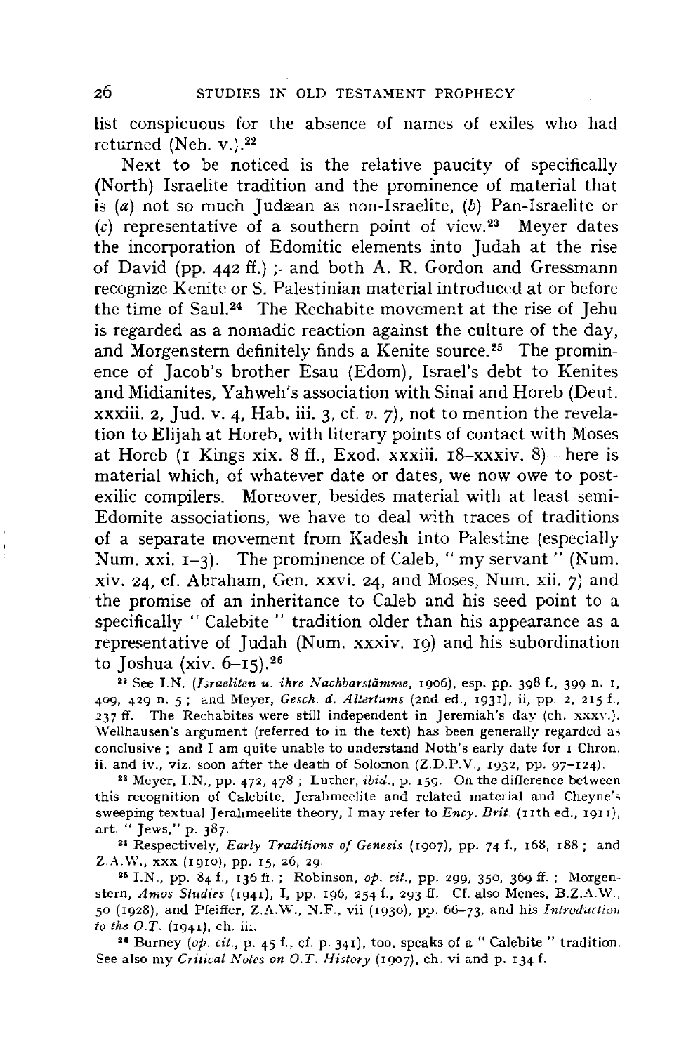list conspicuous for the absence of names of exiles who had returned (Neh. v.).[22]

Next to be noticed is the relative paucity of specifically (North) Israelite tradition and the prominence of material that is (*a*) not so much Judæan as non-Israelite, (*b*) Pan-Israelite or (*c*) representative of a southern point of view.[23] Meyer dates the incorporation of Edomitic elements into Judah at the rise of David (pp. 442 ff.); and both A. R. Gordon and Gressmann recognize Kenite or S. Palestinian material introduced at or before the time of Saul.[24] The Rechabite movement at the rise of Jehu is regarded as a nomadic reaction against the culture of the day, and Morgenstern definitely finds a Kenite source.[25] The prominence of Jacob's brother Esau (Edom), Israel's debt to Kenites and Midianites, Yahweh's association with Sinai and Horeb (Deut. xxxiii. 2, Jud. v. 4, Hab. iii. 3, cf. *v.* 7), not to mention the revelation to Elijah at Horeb, with literary points of contact with Moses at Horeb (1 Kings xix. 8 ff., Exod. xxxiii. 18–xxxiv. 8)—here is material which, of whatever date or dates, we now owe to post-exilic compilers. Moreover, besides material with at least semi-Edomite associations, we have to deal with traces of traditions of a separate movement from Kadesh into Palestine (especially Num. xxi. 1–3). The prominence of Caleb, " my servant " (Num. xiv. 24, cf. Abraham, Gen. xxvi. 24, and Moses, Num. xii. 7) and the promise of an inheritance to Caleb and his seed point to a specifically " Calebite " tradition older than his appearance as a representative of Judah (Num. xxxiv. 19) and his subordination to Joshua (xiv. 6–15).[26]

[22] See I.N. (*Israeliten u. ihre Nachbarstämme*, 1906), esp. pp. 398 f., 399 n. 1, 409, 429 n. 5; and Meyer, *Gesch. d. Altertums* (2nd ed., 1931), ii, pp. 2, 215 f., 237 ff. The Rechabites were still independent in Jeremiah's day (ch. xxxv.). Wellhausen's argument (referred to in the text) has been generally regarded as conclusive; and I am quite unable to understand Noth's early date for 1 Chron. ii. and iv., viz. soon after the death of Solomon (Z.D.P.V., 1932, pp. 97–124).

[23] Meyer, I.N., pp. 472, 478; Luther, *ibid.*, p. 159. On the difference between this recognition of Calebite, Jerahmeelite and related material and Cheyne's sweeping textual Jerahmeelite theory, I may refer to *Ency. Brit.* (11th ed., 1911), art. " Jews," p. 387.

[24] Respectively, *Early Traditions of Genesis* (1907), pp. 74 f., 168, 188; and Z.A.W., xxx (1910), pp. 15, 26, 29.

[25] I.N., pp. 84 f., 136 ff.; Robinson, *op. cit.*, pp. 299, 350, 369 ff.; Morgenstern, *Amos Studies* (1941), I, pp. 196, 254 f., 293 ff. Cf. also Menes, B.Z.A.W., 50 (1928), and Pfeiffer, Z.A.W., N.F., vii (1930), pp. 66–73, and his *Introduction to the O.T.* (1941), ch. iii.

[26] Burney (*op. cit.*, p. 45 f., cf. p. 341), too, speaks of a " Calebite " tradition. See also my *Critical Notes on O.T. History* (1907), ch. vi and p. 134 f.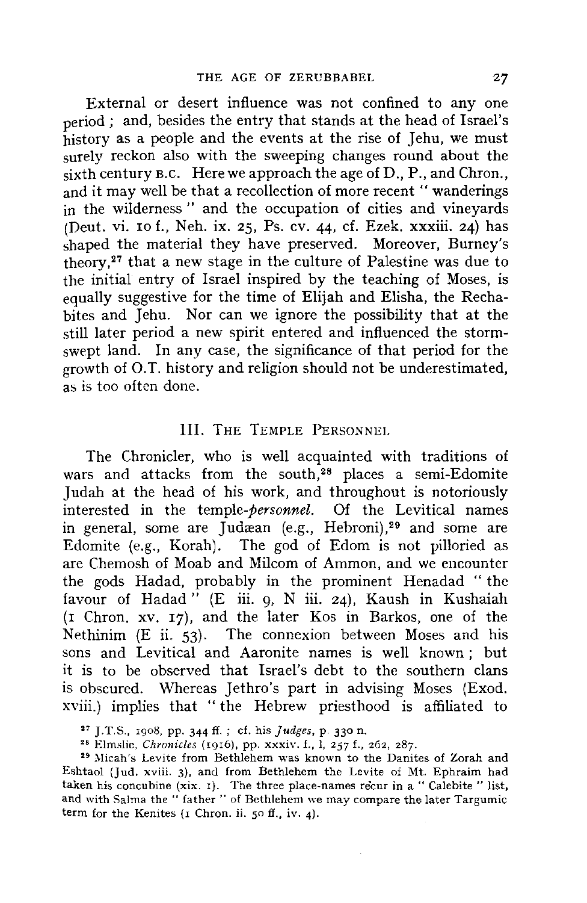External or desert influence was not confined to any one period; and, besides the entry that stands at the head of Israel's history as a people and the events at the rise of Jehu, we must surely reckon also with the sweeping changes round about the sixth century B.C. Here we approach the age of D., P., and Chron., and it may well be that a recollection of more recent "wanderings in the wilderness" and the occupation of cities and vineyards (Deut. vi. 10 f., Neh. ix. 25, Ps. cv. 44, cf. Ezek. xxxiii. 24) has shaped the material they have preserved. Moreover, Burney's theory,[27] that a new stage in the culture of Palestine was due to the initial entry of Israel inspired by the teaching of Moses, is equally suggestive for the time of Elijah and Elisha, the Rechabites and Jehu. Nor can we ignore the possibility that at the still later period a new spirit entered and influenced the storm-swept land. In any case, the significance of that period for the growth of O.T. history and religion should not be underestimated, as is too often done.

## III. The Temple Personnel

The Chronicler, who is well acquainted with traditions of wars and attacks from the south,[28] places a semi-Edomite Judah at the head of his work, and throughout is notoriously interested in the temple-*personnel*. Of the Levitical names in general, some are Judæan (e.g., Hebroni),[29] and some are Edomite (e.g., Korah). The god of Edom is not pilloried as are Chemosh of Moab and Milcom of Ammon, and we encounter the gods Hadad, probably in the prominent Henadad "the favour of Hadad" (E iii. 9, N iii. 24), Kaush in Kushaiah (1 Chron. xv. 17), and the later Kos in Barkos, one of the Nethinim (E ii. 53). The connexion between Moses and his sons and Levitical and Aaronite names is well known; but it is to be observed that Israel's debt to the southern clans is obscured. Whereas Jethro's part in advising Moses (Exod. xviii.) implies that "the Hebrew priesthood is affiliated to

---

[27] J.T.S., 1908, pp. 344 ff.; cf. his *Judges*, p. 330 n.

[28] Elmslie, *Chronicles* (1916), pp. xxxiv. f., l, 257 f., 262, 287.

[29] Micah's Levite from Bethlehem was known to the Danites of Zorah and Eshtaol (Jud. xviii. 3), and from Bethlehem the Levite of Mt. Ephraim had taken his concubine (xix. 1). The three place-names recur in a "Calebite" list, and with Salma the "father" of Bethlehem we may compare the later Targumic term for the Kenites (1 Chron. ii. 50 ff., iv. 4).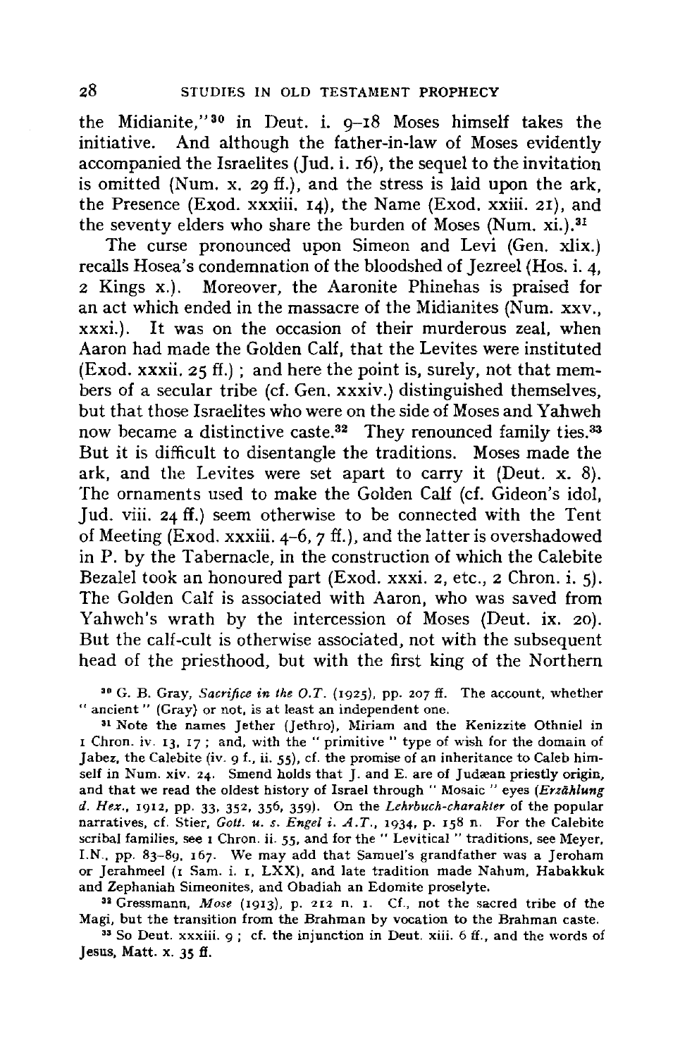the Midianite,"[30] in Deut. i. 9–18 Moses himself takes the initiative. And although the father-in-law of Moses evidently accompanied the Israelites (Jud. i. 16), the sequel to the invitation is omitted (Num. x. 29 ff.), and the stress is laid upon the ark, the Presence (Exod. xxxiii. 14), the Name (Exod. xxiii. 21), and the seventy elders who share the burden of Moses (Num. xi.).[31]

The curse pronounced upon Simeon and Levi (Gen. xlix.) recalls Hosea's condemnation of the bloodshed of Jezreel (Hos. i. 4, 2 Kings x.). Moreover, the Aaronite Phinehas is praised for an act which ended in the massacre of the Midianites (Num. xxv., xxxi.). It was on the occasion of their murderous zeal, when Aaron had made the Golden Calf, that the Levites were instituted (Exod. xxxii. 25 ff.); and here the point is, surely, not that members of a secular tribe (cf. Gen. xxxiv.) distinguished themselves, but that those Israelites who were on the side of Moses and Yahweh now became a distinctive caste.[32] They renounced family ties.[33] But it is difficult to disentangle the traditions. Moses made the ark, and the Levites were set apart to carry it (Deut. x. 8). The ornaments used to make the Golden Calf (cf. Gideon's idol, Jud. viii. 24 ff.) seem otherwise to be connected with the Tent of Meeting (Exod. xxxiii. 4–6, 7 ff.), and the latter is overshadowed in P. by the Tabernacle, in the construction of which the Calebite Bezalel took an honoured part (Exod. xxxi. 2, etc., 2 Chron. i. 5). The Golden Calf is associated with Aaron, who was saved from Yahweh's wrath by the intercession of Moses (Deut. ix. 20). But the calf-cult is otherwise associated, not with the subsequent head of the priesthood, but with the first king of the Northern

[30] G. B. Gray, *Sacrifice in the O.T.* (1925), pp. 207 ff. The account, whether "ancient" (Gray) or not, is at least an independent one.

[31] Note the names Jether (Jethro), Miriam and the Kenizzite Othniel in 1 Chron. iv. 13, 17; and, with the "primitive" type of wish for the domain of Jabez, the Calebite (iv. 9 f., ii. 55), cf. the promise of an inheritance to Caleb himself in Num. xiv. 24. Smend holds that J. and E. are of Judæan priestly origin, and that we read the oldest history of Israel through "Mosaic" eyes (*Erzählung d. Hex.*, 1912, pp. 33, 352, 356, 359). On the *Lehrbuch-charakter* of the popular narratives, cf. Stier, *Gott. u. s. Engel i. A.T.*, 1934, p. 158 n. For the Calebite scribal families, see 1 Chron. ii. 55, and for the "Levitical" traditions, see Meyer, I.N., pp. 83–89, 167. We may add that Samuel's grandfather was a Jeroham or Jerahmeel (1 Sam. i. 1, LXX), and late tradition made Nahum, Habakkuk and Zephaniah Simeonites, and Obadiah an Edomite proselyte.

[32] Gressmann, *Mose* (1913), p. 212 n. 1. Cf., not the sacred tribe of the Magi, but the transition from the Brahman by vocation to the Brahman caste.

[33] So Deut. xxxiii. 9; cf. the injunction in Deut. xiii. 6 ff., and the words of Jesus, Matt. x. 35 ff.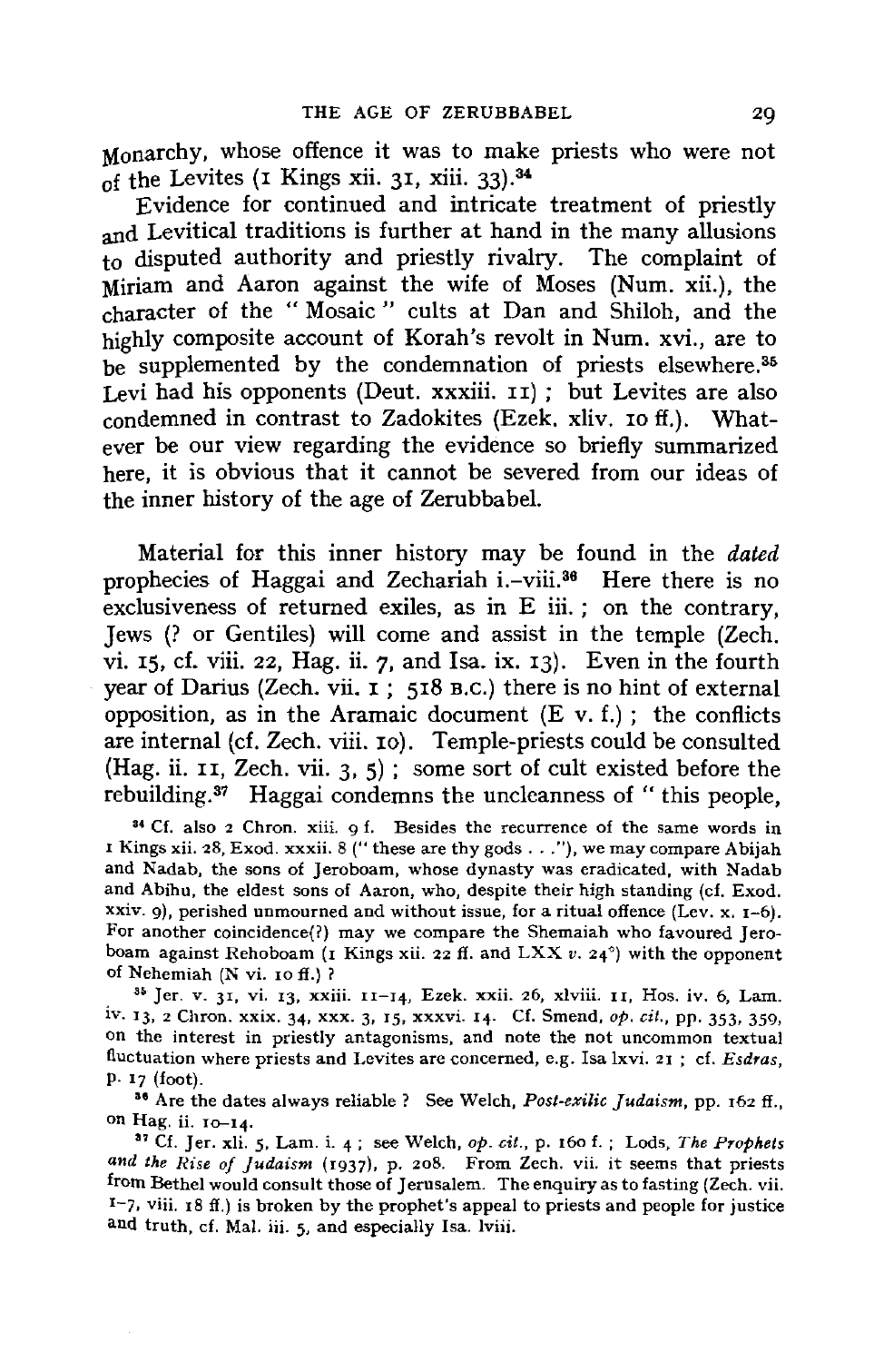Monarchy, whose offence it was to make priests who were not of the Levites (1 Kings xii. 31, xiii. 33).[34]

Evidence for continued and intricate treatment of priestly and Levitical traditions is further at hand in the many allusions to disputed authority and priestly rivalry. The complaint of Miriam and Aaron against the wife of Moses (Num. xii.), the character of the "Mosaic" cults at Dan and Shiloh, and the highly composite account of Korah's revolt in Num. xvi., are to be supplemented by the condemnation of priests elsewhere.[35] Levi had his opponents (Deut. xxxiii. 11); but Levites are also condemned in contrast to Zadokites (Ezek. xliv. 10 ff.). Whatever be our view regarding the evidence so briefly summarized here, it is obvious that it cannot be severed from our ideas of the inner history of the age of Zerubbabel.

Material for this inner history may be found in the *dated* prophecies of Haggai and Zechariah i.–viii.[36] Here there is no exclusiveness of returned exiles, as in E iii.; on the contrary, Jews (? or Gentiles) will come and assist in the temple (Zech. vi. 15, cf. viii. 22, Hag. ii. 7, and Isa. ix. 13). Even in the fourth year of Darius (Zech. vii. 1; 518 B.C.) there is no hint of external opposition, as in the Aramaic document (E v. f.); the conflicts are internal (cf. Zech. viii. 10). Temple-priests could be consulted (Hag. ii. 11, Zech. vii. 3, 5); some sort of cult existed before the rebuilding.[37] Haggai condemns the uncleanness of "this people,

[34] Cf. also 2 Chron. xiii. 9 f. Besides the recurrence of the same words in 1 Kings xii. 28, Exod. xxxii. 8 ("these are thy gods . . ."), we may compare Abijah and Nadab, the sons of Jeroboam, whose dynasty was eradicated, with Nadab and Abihu, the eldest sons of Aaron, who, despite their high standing (cf. Exod. xxiv. 9), perished unmourned and without issue, for a ritual offence (Lev. x. 1–6). For another coincidence(?) may we compare the Shemaiah who favoured Jeroboam against Rehoboam (1 Kings xii. 22 ff. and LXX *v.* 24°) with the opponent of Nehemiah (N vi. 10 ff.)?

[35] Jer. v. 31, vi. 13, xxiii. 11–14, Ezek. xxii. 26, xlviii. 11, Hos. iv. 6, Lam. iv. 13, 2 Chron. xxix. 34, xxx. 3, 15, xxxvi. 14. Cf. Smend, *op. cit.*, pp. 353, 359, on the interest in priestly antagonisms, and note the not uncommon textual fluctuation where priests and Levites are concerned, e.g. Isa lxvi. 21; cf. *Esdras*, p. 17 (foot).

[36] Are the dates always reliable? See Welch, *Post-exilic Judaism*, pp. 162 ff., on Hag. ii. 10–14.

[37] Cf. Jer. xli. 5, Lam. i. 4; see Welch, *op. cit.*, p. 160 f.; Lods, *The Prophets and the Rise of Judaism* (1937), p. 208. From Zech. vii. it seems that priests from Bethel would consult those of Jerusalem. The enquiry as to fasting (Zech. vii. 1–7, viii. 18 ff.) is broken by the prophet's appeal to priests and people for justice and truth, cf. Mal. iii. 5, and especially Isa. lviii.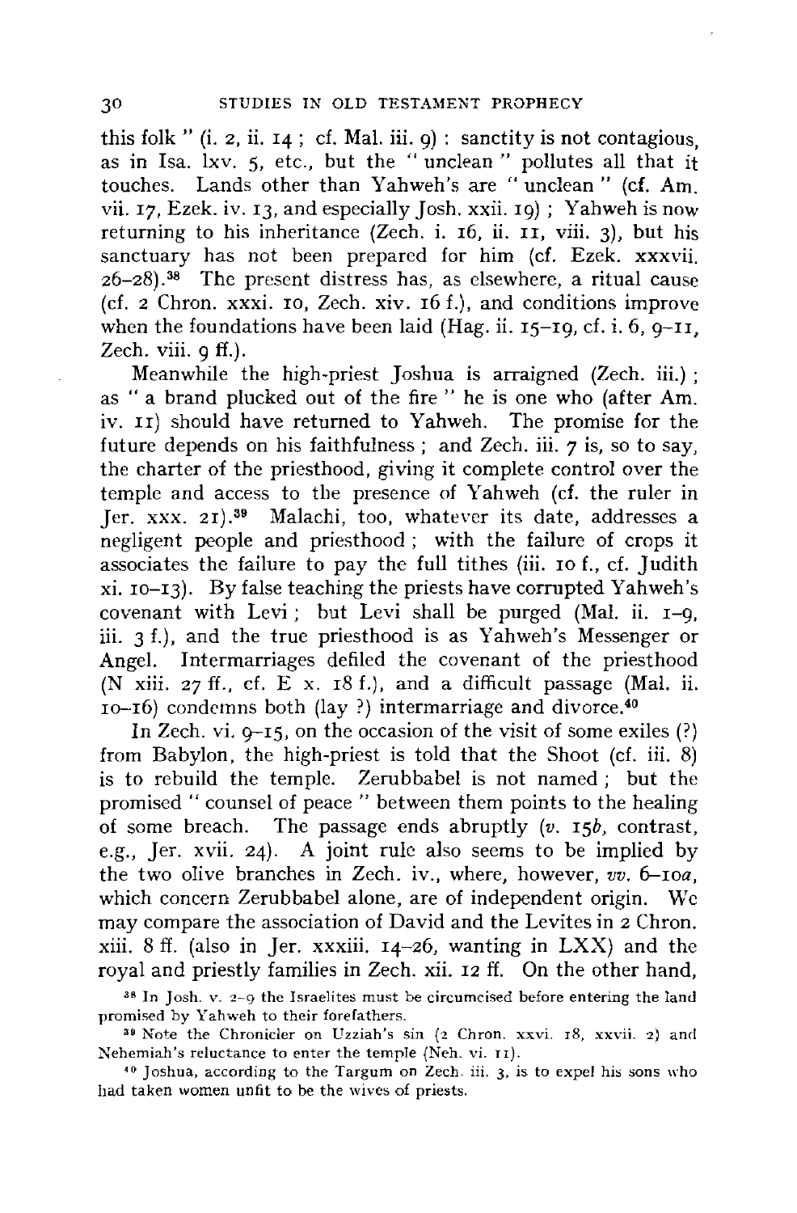this folk " (i. 2, ii. 14 ; cf. Mal. iii. 9) : sanctity is not contagious, as in Isa. lxv. 5, etc., but the " unclean " pollutes all that it touches. Lands other than Yahweh's are " unclean " (cf. Am. vii. 17, Ezek. iv. 13, and especially Josh. xxii. 19) ; Yahweh is now returning to his inheritance (Zech. i. 16, ii. 11, viii. 3), but his sanctuary has not been prepared for him (cf. Ezek. xxxvii. 26–28).[38] The present distress has, as elsewhere, a ritual cause (cf. 2 Chron. xxxi. 10, Zech. xiv. 16 f.), and conditions improve when the foundations have been laid (Hag. ii. 15–19, cf. i. 6, 9–11, Zech. viii. 9 ff.).

Meanwhile the high-priest Joshua is arraigned (Zech. iii.) ; as " a brand plucked out of the fire " he is one who (after Am. iv. 11) should have returned to Yahweh. The promise for the future depends on his faithfulness ; and Zech. iii. 7 is, so to say, the charter of the priesthood, giving it complete control over the temple and access to the presence of Yahweh (cf. the ruler in Jer. xxx. 21).[39] Malachi, too, whatever its date, addresses a negligent people and priesthood ; with the failure of crops it associates the failure to pay the full tithes (iii. 10 f., cf. Judith xi. 10–13). By false teaching the priests have corrupted Yahweh's covenant with Levi ; but Levi shall be purged (Mal. ii. 1–9, iii. 3 f.), and the true priesthood is as Yahweh's Messenger or Angel. Intermarriages defiled the covenant of the priesthood (N xiii. 27 ff., cf. E x. 18 f.), and a difficult passage (Mal. ii. 10–16) condemns both (lay ?) intermarriage and divorce.[40]

In Zech. vi. 9–15, on the occasion of the visit of some exiles (?) from Babylon, the high-priest is told that the Shoot (cf. iii. 8) is to rebuild the temple. Zerubbabel is not named ; but the promised " counsel of peace " between them points to the healing of some breach. The passage ends abruptly (*v.* 15*b*, contrast, e.g., Jer. xvii. 24). A joint rule also seems to be implied by the two olive branches in Zech. iv., where, however, *vv.* 6–10*a*, which concern Zerubbabel alone, are of independent origin. We may compare the association of David and the Levites in 2 Chron. xiii. 8 ff. (also in Jer. xxxiii. 14–26, wanting in LXX) and the royal and priestly families in Zech. xii. 12 ff. On the other hand,

[38] In Josh. v. 2–9 the Israelites must be circumcised before entering the land promised by Yahweh to their forefathers.

[39] Note the Chronicler on Uzziah's sin (2 Chron. xxvi. 18, xxvii. 2) and Nehemiah's reluctance to enter the temple (Neh. vi. 11).

[40] Joshua, according to the Targum on Zech. iii. 3, is to expel his sons who had taken women unfit to be the wives of priests.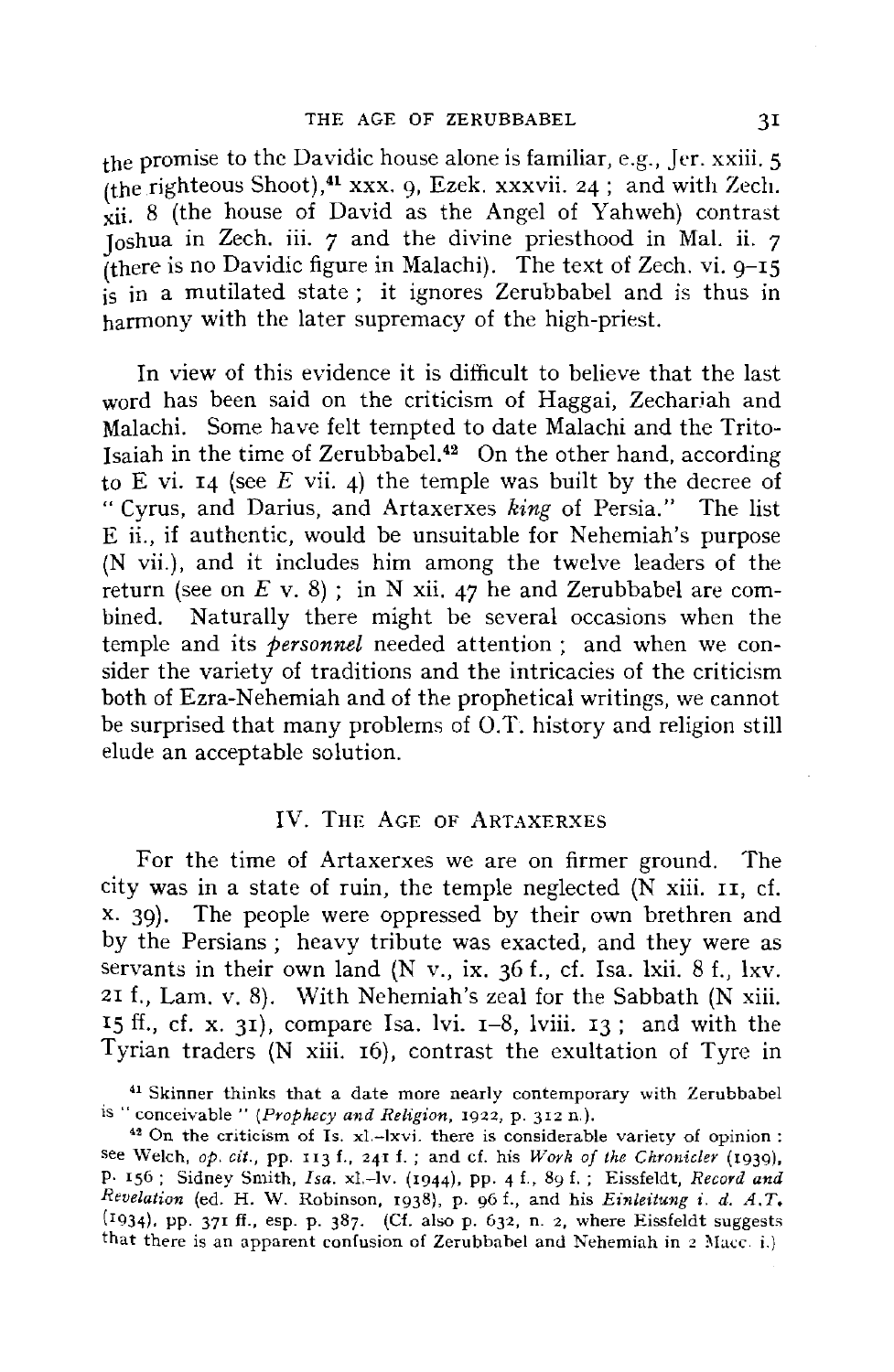the promise to the Davidic house alone is familiar, e.g., Jer. xxiii. 5 (the righteous Shoot),[41] xxx. 9, Ezek. xxxvii. 24; and with Zech. xii. 8 (the house of David as the Angel of Yahweh) contrast Joshua in Zech. iii. 7 and the divine priesthood in Mal. ii. 7 (there is no Davidic figure in Malachi). The text of Zech. vi. 9–15 is in a mutilated state; it ignores Zerubbabel and is thus in harmony with the later supremacy of the high-priest.

In view of this evidence it is difficult to believe that the last word has been said on the criticism of Haggai, Zechariah and Malachi. Some have felt tempted to date Malachi and the Trito-Isaiah in the time of Zerubbabel.[42] On the other hand, according to E vi. 14 (see *E* vii. 4) the temple was built by the decree of "Cyrus, and Darius, and Artaxerxes *king* of Persia." The list E ii., if authentic, would be unsuitable for Nehemiah's purpose (N vii.), and it includes him among the twelve leaders of the return (see on *E* v. 8); in N xii. 47 he and Zerubbabel are combined. Naturally there might be several occasions when the temple and its *personnel* needed attention; and when we consider the variety of traditions and the intricacies of the criticism both of Ezra-Nehemiah and of the prophetical writings, we cannot be surprised that many problems of O.T. history and religion still elude an acceptable solution.

## IV. The Age of Artaxerxes

For the time of Artaxerxes we are on firmer ground. The city was in a state of ruin, the temple neglected (N xiii. 11, cf. x. 39). The people were oppressed by their own brethren and by the Persians; heavy tribute was exacted, and they were as servants in their own land (N v., ix. 36 f., cf. Isa. lxii. 8 f., lxv. 21 f., Lam. v. 8). With Nehemiah's zeal for the Sabbath (N xiii. 15 ff., cf. x. 31), compare Isa. lvi. 1–8, lviii. 13; and with the Tyrian traders (N xiii. 16), contrast the exultation of Tyre in

[41] Skinner thinks that a date more nearly contemporary with Zerubbabel is "conceivable" (*Prophecy and Religion*, 1922, p. 312 n.).

[42] On the criticism of Is. xl.–lxvi. there is considerable variety of opinion: see Welch, *op. cit.*, pp. 113 f., 241 f.; and cf. his *Work of the Chronicler* (1939), p. 156; Sidney Smith, *Isa.* xl.–lv. (1944), pp. 4 f., 89 f.; Eissfeldt, *Record and Revelation* (ed. H. W. Robinson, 1938), p. 96 f., and his *Einleitung i. d. A.T.* (1934), pp. 371 ff., esp. p. 387. (Cf. also p. 632, n. 2, where Eissfeldt suggests that there is an apparent confusion of Zerubbabel and Nehemiah in 2 Macc. i.)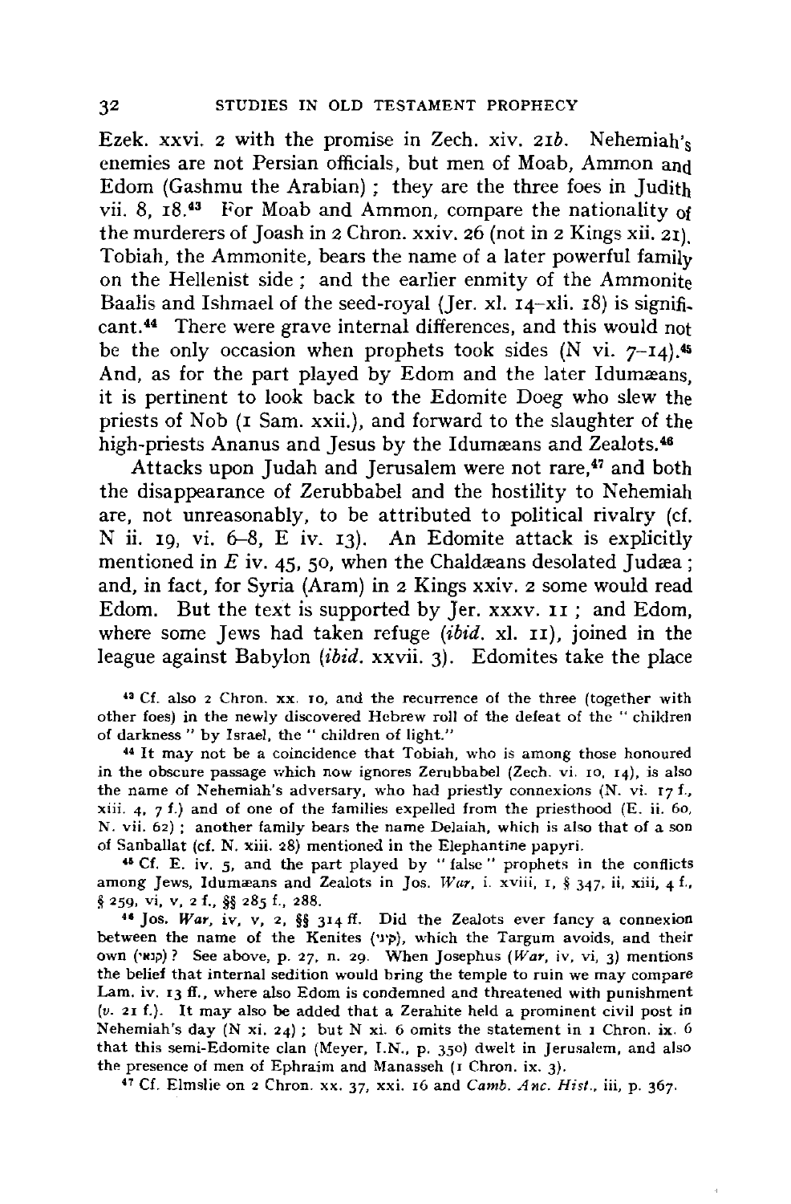Ezek. xxvi. 2 with the promise in Zech. xiv. 21*b*. Nehemiah's enemies are not Persian officials, but men of Moab, Ammon and Edom (Gashmu the Arabian); they are the three foes in Judith vii. 8, 18.[43] For Moab and Ammon, compare the nationality of the murderers of Joash in 2 Chron. xxiv. 26 (not in 2 Kings xii. 21). Tobiah, the Ammonite, bears the name of a later powerful family on the Hellenist side; and the earlier enmity of the Ammonite Baalis and Ishmael of the seed-royal (Jer. xl. 14–xli. 18) is significant.[44] There were grave internal differences, and this would not be the only occasion when prophets took sides (N vi. 7–14).[45] And, as for the part played by Edom and the later Idumæans, it is pertinent to look back to the Edomite Doeg who slew the priests of Nob (1 Sam. xxii.), and forward to the slaughter of the high-priests Ananus and Jesus by the Idumæans and Zealots.[46]

Attacks upon Judah and Jerusalem were not rare,[47] and both the disappearance of Zerubbabel and the hostility to Nehemiah are, not unreasonably, to be attributed to political rivalry (cf. N ii. 19, vi. 6–8, E iv. 13). An Edomite attack is explicitly mentioned in *E* iv. 45, 50, when the Chaldæans desolated Judæa; and, in fact, for Syria (Aram) in 2 Kings xxiv. 2 some would read Edom. But the text is supported by Jer. xxxv. 11; and Edom, where some Jews had taken refuge (*ibid.* xl. 11), joined in the league against Babylon (*ibid.* xxvii. 3). Edomites take the place

[43] Cf. also 2 Chron. xx. 10, and the recurrence of the three (together with other foes) in the newly discovered Hebrew roll of the defeat of the "children of darkness" by Israel, the "children of light."

[44] It may not be a coincidence that Tobiah, who is among those honoured in the obscure passage which now ignores Zerubbabel (Zech. vi. 10, 14), is also the name of Nehemiah's adversary, who had priestly connexions (N. vi. 17 f., xiii. 4, 7 f.) and of one of the families expelled from the priesthood (E. ii. 60, N. vii. 62); another family bears the name Delaiah, which is also that of a son of Sanballat (cf. N. xiii. 28) mentioned in the Elephantine papyri.

[45] Cf. E. iv. 5, and the part played by "false" prophets in the conflicts among Jews, Idumæans and Zealots in Jos. *War*, i. xviii, 1, § 347, ii, xiii, 4 f., § 259, vi, v, 2 f., §§ 285 f., 288.

[46] Jos. *War*, iv, v, 2, §§ 314 ff. Did the Zealots ever fancy a connexion between the name of the Kenites (קיני), which the Targum avoids, and their own (קנאי)? See above, p. 27, n. 29. When Josephus (*War*, iv, vi, 3) mentions the belief that internal sedition would bring the temple to ruin we may compare Lam. iv. 13 ff., where also Edom is condemned and threatened with punishment (*v.* 21 f.). It may also be added that a Zerahite held a prominent civil post in Nehemiah's day (N xi. 24); but N xi. 6 omits the statement in 1 Chron. ix. 6 that this semi-Edomite clan (Meyer, I.N., p. 350) dwelt in Jerusalem, and also the presence of men of Ephraim and Manasseh (1 Chron. ix. 3).

[47] Cf. Elmslie on 2 Chron. xx. 37, xxi. 16 and *Camb. Anc. Hist.*, iii, p. 367.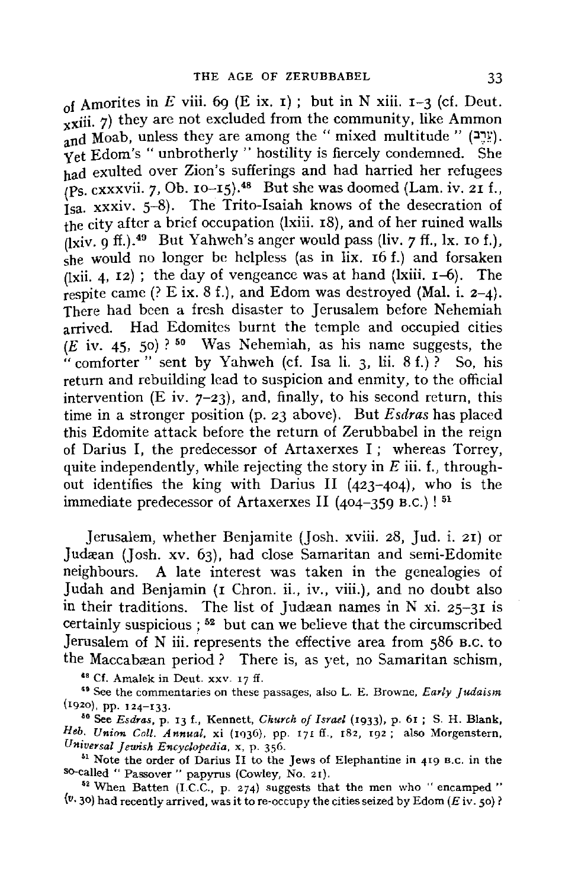of Amorites in *E* viii. 69 (E ix. 1); but in N xiii. 1–3 (cf. Deut. xxiii. 7) they are not excluded from the community, like Ammon and Moab, unless they are among the " mixed multitude " (עֵרֶב). Yet Edom's " unbrotherly " hostility is fiercely condemned. She had exulted over Zion's sufferings and had harried her refugees (Ps. cxxxvii. 7, Ob. 10–15).[48] But she was doomed (Lam. iv. 21 f., Isa. xxxiv. 5–8). The Trito-Isaiah knows of the desecration of the city after a brief occupation (lxiii. 18), and of her ruined walls (lxiv. 9 ff.).[49] But Yahweh's anger would pass (liv. 7 ff., lx. 10 f.), she would no longer be helpless (as in lix. 16 f.) and forsaken (lxii. 4, 12); the day of vengeance was at hand (lxiii. 1–6). The respite came (? E ix. 8 f.), and Edom was destroyed (Mal. i. 2–4). There had been a fresh disaster to Jerusalem before Nehemiah arrived. Had Edomites burnt the temple and occupied cities (*E* iv. 45, 50)?[50] Was Nehemiah, as his name suggests, the " comforter " sent by Yahweh (cf. Isa li. 3, lii. 8 f.)? So, his return and rebuilding lead to suspicion and enmity, to the official intervention (E iv. 7–23), and, finally, to his second return, this time in a stronger position (p. 23 above). But *Esdras* has placed this Edomite attack before the return of Zerubbabel in the reign of Darius I, the predecessor of Artaxerxes I; whereas Torrey, quite independently, while rejecting the story in *E* iii. f., throughout identifies the king with Darius II (423–404), who is the immediate predecessor of Artaxerxes II (404–359 B.C.)![51]

Jerusalem, whether Benjamite (Josh. xviii. 28, Jud. i. 21) or Judæan (Josh. xv. 63), had close Samaritan and semi-Edomite neighbours. A late interest was taken in the genealogies of Judah and Benjamin (1 Chron. ii., iv., viii.), and no doubt also in their traditions. The list of Judæan names in N xi. 25–31 is certainly suspicious;[52] but can we believe that the circumscribed Jerusalem of N iii. represents the effective area from 586 B.C. to the Maccabæan period? There is, as yet, no Samaritan schism,

[48] Cf. Amalek in Deut. xxv. 17 ff.

[49] See the commentaries on these passages, also L. E. Browne, *Early Judaism* (1920), pp. 124–133.

[50] See *Esdras*, p. 13 f., Kennett, *Church of Israel* (1933), p. 61; S. H. Blank, *Heb. Union Coll. Annual*, xi (1936), pp. 171 ff., 182, 192; also Morgenstern, *Universal Jewish Encyclopedia*, x, p. 356.

[51] Note the order of Darius II to the Jews of Elephantine in 419 B.C. in the so-called " Passover " papyrus (Cowley, No. 21).

[52] When Batten (I.C.C., p. 274) suggests that the men who " encamped " (*v.* 30) had recently arrived, was it to re-occupy the cities seized by Edom (*E* iv. 50)?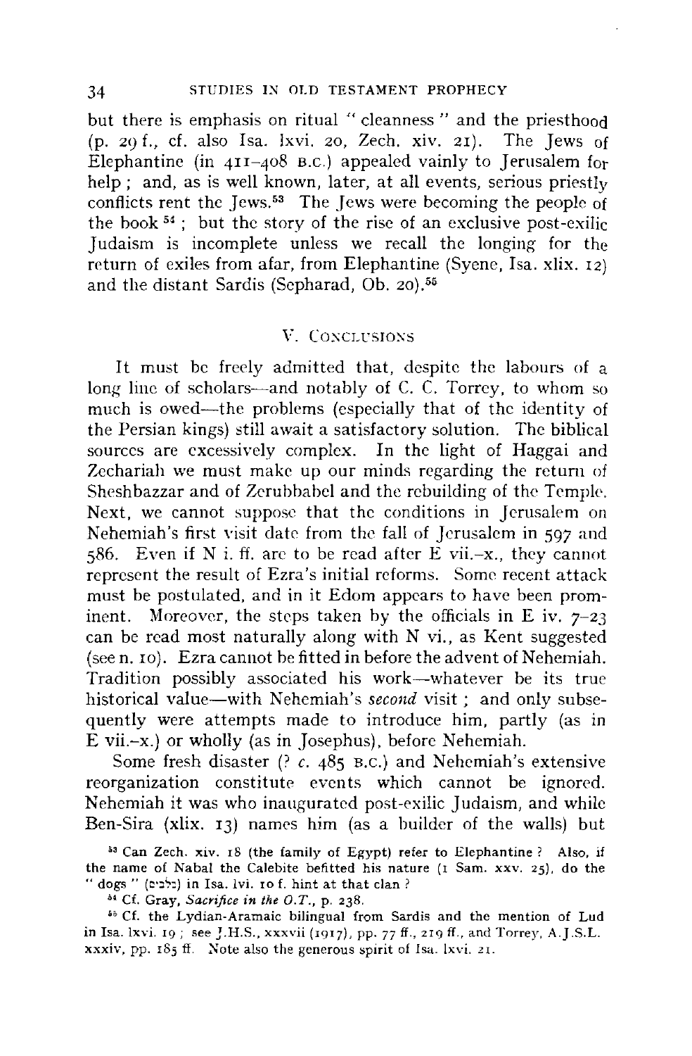but there is emphasis on ritual "cleanness" and the priesthood (p. 29 f., cf. also Isa. lxvi. 20, Zech. xiv. 21). The Jews of Elephantine (in 411–408 B.C.) appealed vainly to Jerusalem for help; and, as is well known, later, at all events, serious priestly conflicts rent the Jews.[53] The Jews were becoming the people of the book[54]; but the story of the rise of an exclusive post-exilic Judaism is incomplete unless we recall the longing for the return of exiles from afar, from Elephantine (Syene, Isa. xlix. 12) and the distant Sardis (Sepharad, Ob. 20).[55]

## V. Conclusions

It must be freely admitted that, despite the labours of a long line of scholars—and notably of C. C. Torrey, to whom so much is owed—the problems (especially that of the identity of the Persian kings) still await a satisfactory solution. The biblical sources are excessively complex. In the light of Haggai and Zechariah we must make up our minds regarding the return of Sheshbazzar and of Zerubbabel and the rebuilding of the Temple. Next, we cannot suppose that the conditions in Jerusalem on Nehemiah's first visit date from the fall of Jerusalem in 597 and 586. Even if N i. ff. are to be read after E vii.–x., they cannot represent the result of Ezra's initial reforms. Some recent attack must be postulated, and in it Edom appears to have been prominent. Moreover, the steps taken by the officials in E iv. 7–23 can be read most naturally along with N vi., as Kent suggested (see n. 10). Ezra cannot be fitted in before the advent of Nehemiah. Tradition possibly associated his work—whatever be its true historical value—with Nehemiah's *second* visit; and only subsequently were attempts made to introduce him, partly (as in E vii.–x.) or wholly (as in Josephus), before Nehemiah.

Some fresh disaster (? *c.* 485 B.C.) and Nehemiah's extensive reorganization constitute events which cannot be ignored. Nehemiah it was who inaugurated post-exilic Judaism, and while Ben-Sira (xlix. 13) names him (as a builder of the walls) but

[53] Can Zech. xiv. 18 (the family of Egypt) refer to Elephantine? Also, if the name of Nabal the Calebite befitted his nature (1 Sam. xxv. 25), do the "dogs" (כלבים) in Isa. lvi. 10 f. hint at that clan?

[54] Cf. Gray, *Sacrifice in the O.T.*, p. 238.

[55] Cf. the Lydian-Aramaic bilingual from Sardis and the mention of Lud in Isa. lxvi. 19; see J.H.S., xxxvii (1917), pp. 77 ff., 219 ff., and Torrey, A.J.S.L. xxxiv, pp. 185 ff. Note also the generous spirit of Isa. lxvi. 21.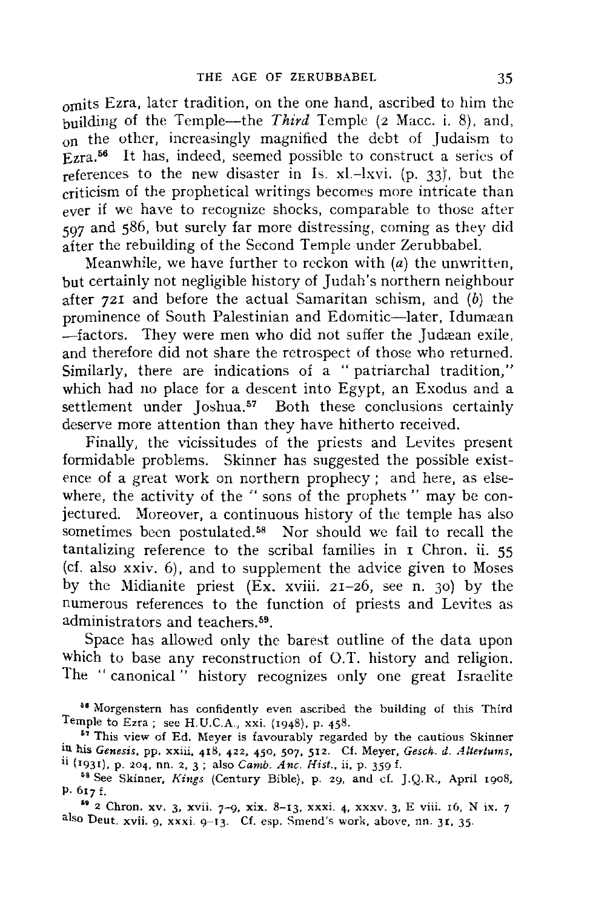omits Ezra, later tradition, on the one hand, ascribed to him the building of the Temple—the *Third* Temple (2 Macc. i. 8), and, on the other, increasingly magnified the debt of Judaism to Ezra.[56] It has, indeed, seemed possible to construct a series of references to the new disaster in Is. xl.–lxvi. (p. 33), but the criticism of the prophetical writings becomes more intricate than ever if we have to recognize shocks, comparable to those after 597 and 586, but surely far more distressing, coming as they did after the rebuilding of the Second Temple under Zerubbabel.

Meanwhile, we have further to reckon with (*a*) the unwritten, but certainly not negligible history of Judah's northern neighbour after 721 and before the actual Samaritan schism, and (*b*) the prominence of South Palestinian and Edomitic—later, Idumæan —factors. They were men who did not suffer the Judæan exile, and therefore did not share the retrospect of those who returned. Similarly, there are indications of a "patriarchal tradition," which had no place for a descent into Egypt, an Exodus and a settlement under Joshua.[57] Both these conclusions certainly deserve more attention than they have hitherto received.

Finally, the vicissitudes of the priests and Levites present formidable problems. Skinner has suggested the possible existence of a great work on northern prophecy; and here, as elsewhere, the activity of the "sons of the prophets" may be conjectured. Moreover, a continuous history of the temple has also sometimes been postulated.[58] Nor should we fail to recall the tantalizing reference to the scribal families in 1 Chron. ii. 55 (cf. also xxiv. 6), and to supplement the advice given to Moses by the Midianite priest (Ex. xviii. 21–26, see n. 30) by the numerous references to the function of priests and Levites as administrators and teachers.[59].

Space has allowed only the barest outline of the data upon which to base any reconstruction of O.T. history and religion. The "canonical" history recognizes only one great Israelite

[56] Morgenstern has confidently even ascribed the building of this Third Temple to Ezra; see H.U.C.A., xxi. (1948), p. 458.

[57] This view of Ed. Meyer is favourably regarded by the cautious Skinner in his *Genesis*, pp. xxiii, 418, 422, 450, 507, 512. Cf. Meyer, *Gesch. d. Altertums*, ii (1931), p. 204, nn. 2, 3; also *Camb. Anc. Hist.*, ii, p. 359 f.

[58] See Skinner, *Kings* (Century Bible), p. 29, and cf. J.Q.R., April 1908, p. 617 f.

[59] 2 Chron. xv. 3, xvii. 7–9, xix. 8–13, xxxi. 4, xxxv. 3, E viii. 16, N ix. 7 also Deut. xvii. 9, xxxi. 9–13. Cf. esp. Smend's work, above, nn. 31, 35.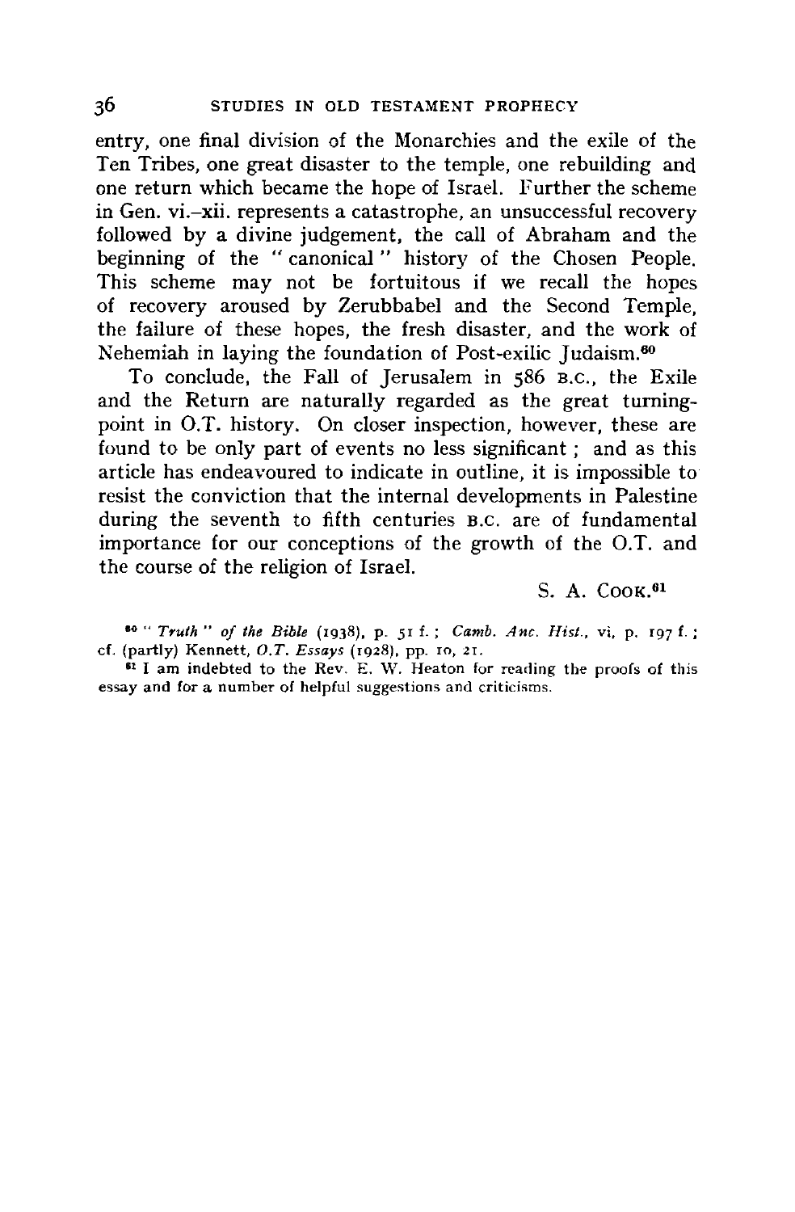entry, one final division of the Monarchies and the exile of the Ten Tribes, one great disaster to the temple, one rebuilding and one return which became the hope of Israel. Further the scheme in Gen. vi.–xii. represents a catastrophe, an unsuccessful recovery followed by a divine judgement, the call of Abraham and the beginning of the "canonical" history of the Chosen People. This scheme may not be fortuitous if we recall the hopes of recovery aroused by Zerubbabel and the Second Temple, the failure of these hopes, the fresh disaster, and the work of Nehemiah in laying the foundation of Post-exilic Judaism.[60]

To conclude, the Fall of Jerusalem in 586 B.C., the Exile and the Return are naturally regarded as the great turning-point in O.T. history. On closer inspection, however, these are found to be only part of events no less significant; and as this article has endeavoured to indicate in outline, it is impossible to resist the conviction that the internal developments in Palestine during the seventh to fifth centuries B.C. are of fundamental importance for our conceptions of the growth of the O.T. and the course of the religion of Israel.

S. A. Cook.[61]

[60] "*Truth*" *of the Bible* (1938), p. 51 f.; *Camb. Anc. Hist.*, vi, p. 197 f.; cf. (partly) Kennett, *O.T. Essays* (1928), pp. 10, 21.

[61] I am indebted to the Rev. E. W. Heaton for reading the proofs of this essay and for a number of helpful suggestions and criticisms.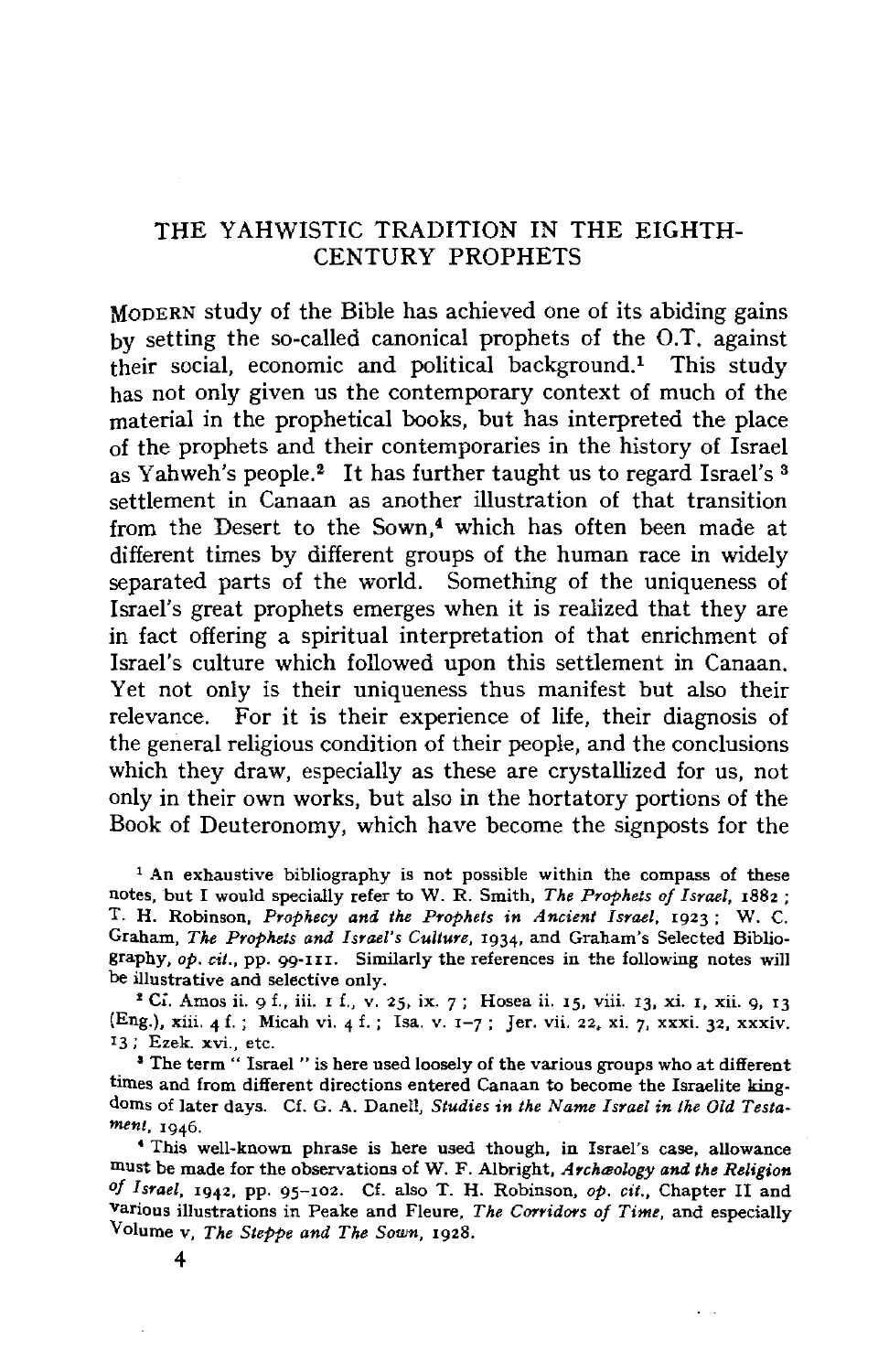## THE YAHWISTIC TRADITION IN THE EIGHTH-CENTURY PROPHETS

MODERN study of the Bible has achieved one of its abiding gains by setting the so-called canonical prophets of the O.T. against their social, economic and political background.[1] This study has not only given us the contemporary context of much of the material in the prophetical books, but has interpreted the place of the prophets and their contemporaries in the history of Israel as Yahweh's people.[2] It has further taught us to regard Israel's [3] settlement in Canaan as another illustration of that transition from the Desert to the Sown,[4] which has often been made at different times by different groups of the human race in widely separated parts of the world. Something of the uniqueness of Israel's great prophets emerges when it is realized that they are in fact offering a spiritual interpretation of that enrichment of Israel's culture which followed upon this settlement in Canaan. Yet not only is their uniqueness thus manifest but also their relevance. For it is their experience of life, their diagnosis of the general religious condition of their people, and the conclusions which they draw, especially as these are crystallized for us, not only in their own works, but also in the hortatory portions of the Book of Deuteronomy, which have become the signposts for the

[1] An exhaustive bibliography is not possible within the compass of these notes, but I would specially refer to W. R. Smith, *The Prophets of Israel*, 1882 ; T. H. Robinson, *Prophecy and the Prophets in Ancient Israel*, 1923 ; W. C. Graham, *The Prophets and Israel's Culture*, 1934, and Graham's Selected Bibliography, *op. cit.*, pp. 99-111. Similarly the references in the following notes will be illustrative and selective only.

[2] Cf. Amos ii. 9 f., iii. 1 f., v. 25, ix. 7 ; Hosea ii. 15, viii. 13, xi. 1, xii. 9, 13 (Eng.), xiii. 4 f. ; Micah vi. 4 f. ; Isa. v. 1–7 ; Jer. vii. 22, xi. 7, xxxi. 32, xxxiv. 13 ; Ezek. xvi., etc.

[3] The term " Israel " is here used loosely of the various groups who at different times and from different directions entered Canaan to become the Israelite kingdoms of later days. Cf. G. A. Danell, *Studies in the Name Israel in the Old Testament*, 1946.

[4] This well-known phrase is here used though, in Israel's case, allowance must be made for the observations of W. F. Albright, *Archæology and the Religion of Israel*, 1942, pp. 95–102. Cf. also T. H. Robinson, *op. cit.*, Chapter II and various illustrations in Peake and Fleure, *The Corridors of Time*, and especially Volume v, *The Steppe and The Sown*, 1928.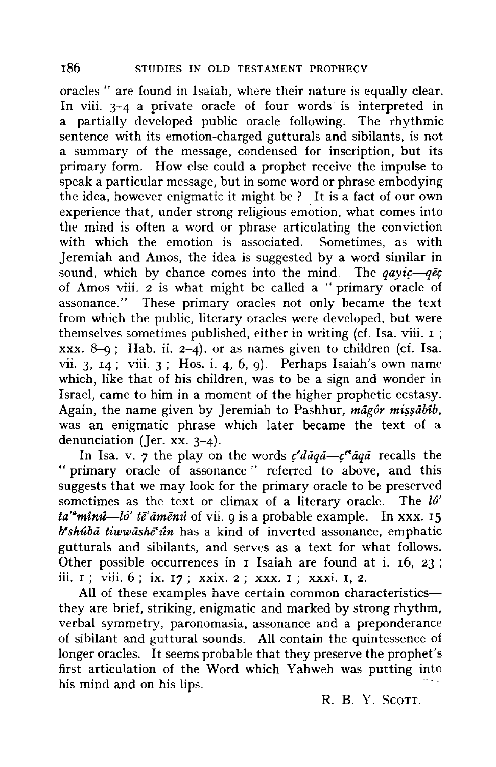oracles " are found in Isaiah, where their nature is equally clear. In viii. 3–4 a private oracle of four words is interpreted in a partially developed public oracle following. The rhythmic sentence with its emotion-charged gutturals and sibilants, is not a summary of the message, condensed for inscription, but its primary form. How else could a prophet receive the impulse to speak a particular message, but in some word or phrase embodying the idea, however enigmatic it might be? It is a fact of our own experience that, under strong religious emotion, what comes into the mind is often a word or phrase articulating the conviction with which the emotion is associated. Sometimes, as with Jeremiah and Amos, the idea is suggested by a word similar in sound, which by chance comes into the mind. The *qayiç—qēç* of Amos viii. 2 is what might be called a " primary oracle of assonance." These primary oracles not only became the text from which the public, literary oracles were developed, but were themselves sometimes published, either in writing (cf. Isa. viii. 1; xxx. 8–9; Hab. ii. 2–4), or as names given to children (cf. Isa. vii. 3, 14; viii. 3; Hos. i. 4, 6, 9). Perhaps Isaiah's own name which, like that of his children, was to be a sign and wonder in Israel, came to him in a moment of the higher prophetic ecstasy. Again, the name given by Jeremiah to Pashhur, *māgôr miṣṣābîb*, was an enigmatic phrase which later became the text of a denunciation (Jer. xx. 3–4).

In Isa. v. 7 the play on the words *çᵉdāqā—çᵉʿāqā* recalls the " primary oracle of assonance " referred to above, and this suggests that we may look for the primary oracle to be preserved sometimes as the text or climax of a literary oracle. The *lō' taʾᵃmînû—lō' tēʾāmēnû* of vii. 9 is a probable example. In xxx. 15 *bᵉshûbā tiwwāshēʿûn* has a kind of inverted assonance, emphatic gutturals and sibilants, and serves as a text for what follows. Other possible occurrences in 1 Isaiah are found at i. 16, 23; iii. 1; viii. 6; ix. 17; xxix. 2; xxx. 1; xxxi. 1, 2.

All of these examples have certain common characteristics—they are brief, striking, enigmatic and marked by strong rhythm, verbal symmetry, paronomasia, assonance and a preponderance of sibilant and guttural sounds. All contain the quintessence of longer oracles. It seems probable that they preserve the prophet's first articulation of the Word which Yahweh was putting into his mind and on his lips.

R. B. Y. Scott.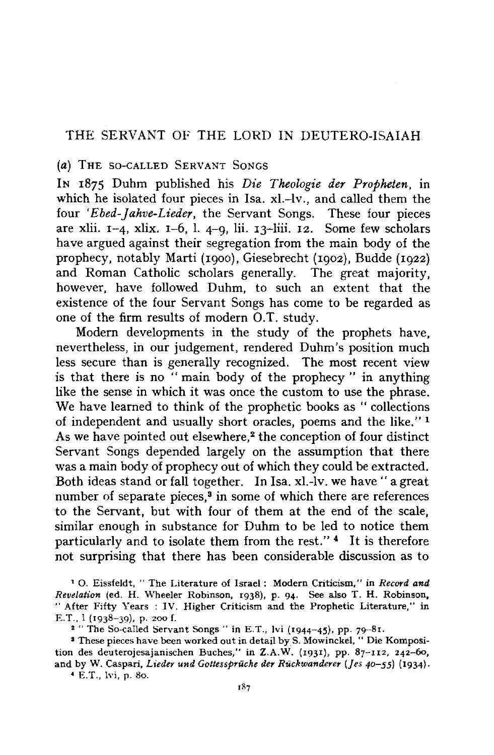## THE SERVANT OF THE LORD IN DEUTERO-ISAIAH

### (a) The so-called Servant Songs

In 1875 Duhm published his *Die Theologie der Propheten*, in which he isolated four pieces in Isa. xl.–lv., and called them the four *'Ebed-Jahve-Lieder*, the Servant Songs. These four pieces are xlii. 1–4, xlix. 1–6, l. 4–9, lii. 13–liii. 12. Some few scholars have argued against their segregation from the main body of the prophecy, notably Marti (1900), Giesebrecht (1902), Budde (1922) and Roman Catholic scholars generally. The great majority, however, have followed Duhm, to such an extent that the existence of the four Servant Songs has come to be regarded as one of the firm results of modern O.T. study.

Modern developments in the study of the prophets have, nevertheless, in our judgement, rendered Duhm's position much less secure than is generally recognized. The most recent view is that there is no " main body of the prophecy " in anything like the sense in which it was once the custom to use the phrase. We have learned to think of the prophetic books as " collections of independent and usually short oracles, poems and the like." [1] As we have pointed out elsewhere,[2] the conception of four distinct Servant Songs depended largely on the assumption that there was a main body of prophecy out of which they could be extracted. Both ideas stand or fall together. In Isa. xl.–lv. we have " a great number of separate pieces,[3] in some of which there are references to the Servant, but with four of them at the end of the scale, similar enough in substance for Duhm to be led to notice them particularly and to isolate them from the rest." [4] It is therefore not surprising that there has been considerable discussion as to

---

[1] O. Eissfeldt, " The Literature of Israel : Modern Criticism," in *Record and Revelation* (ed. H. Wheeler Robinson, 1938), p. 94. See also T. H. Robinson, " After Fifty Years : IV. Higher Criticism and the Prophetic Literature," in E.T., l (1938–39), p. 200 f.

[2] " The So-called Servant Songs " in E.T., lvi (1944–45), pp. 79–81.

[3] These pieces have been worked out in detail by S. Mowinckel, " Die Komposition des deuterojesajanischen Buches," in Z.A.W. (1931), pp. 87–112, 242–60, and by W. Caspari, *Lieder und Gottessprüche der Rückwanderer (Jes 40–55)* (1934).

[4] E.T., lvi, p. 80.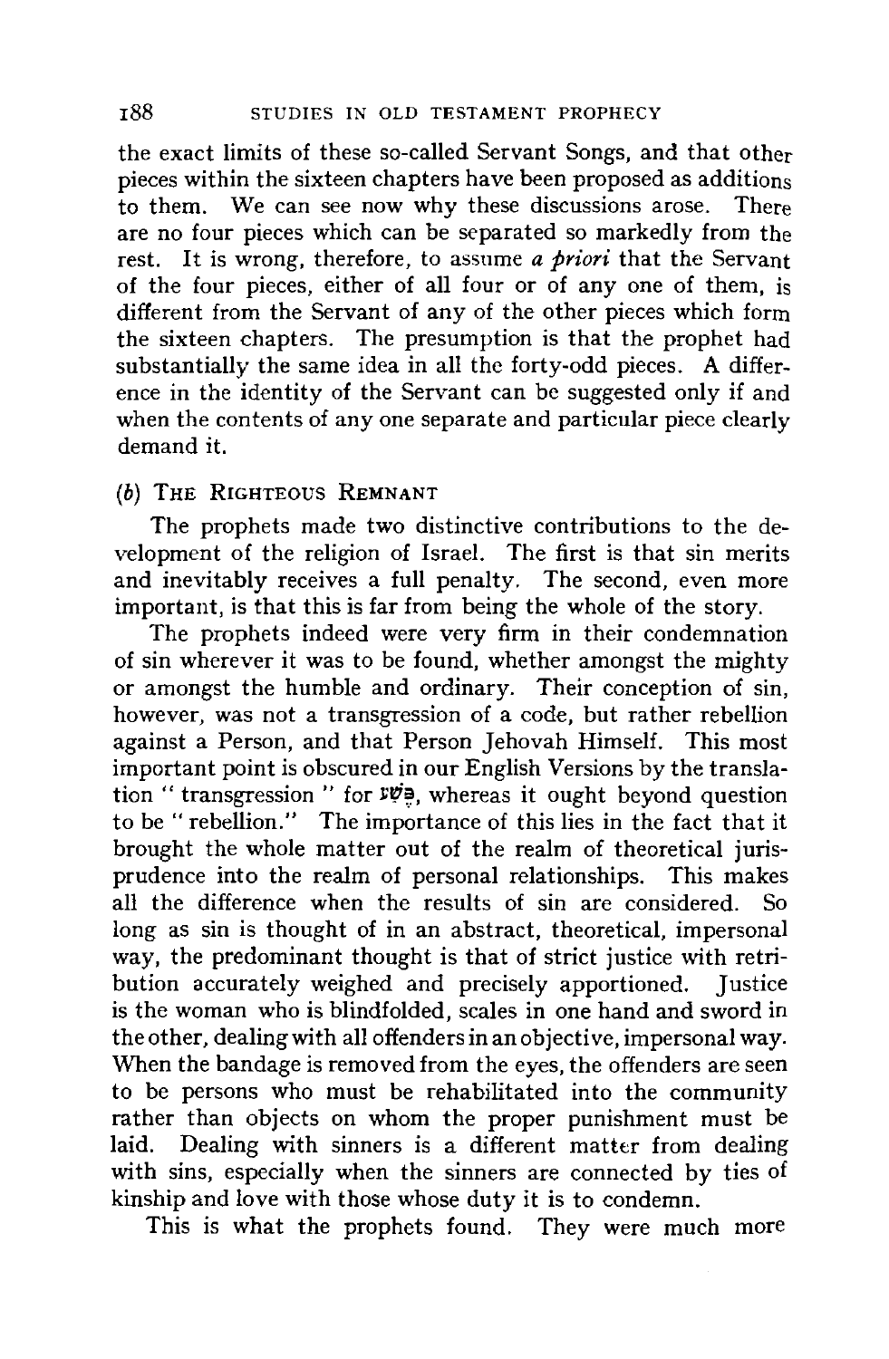the exact limits of these so-called Servant Songs, and that other pieces within the sixteen chapters have been proposed as additions to them. We can see now why these discussions arose. There are no four pieces which can be separated so markedly from the rest. It is wrong, therefore, to assume *a priori* that the Servant of the four pieces, either of all four or of any one of them, is different from the Servant of any of the other pieces which form the sixteen chapters. The presumption is that the prophet had substantially the same idea in all the forty-odd pieces. A difference in the identity of the Servant can be suggested only if and when the contents of any one separate and particular piece clearly demand it.

### (*b*) The Righteous Remnant

The prophets made two distinctive contributions to the development of the religion of Israel. The first is that sin merits and inevitably receives a full penalty. The second, even more important, is that this is far from being the whole of the story.

The prophets indeed were very firm in their condemnation of sin wherever it was to be found, whether amongst the mighty or amongst the humble and ordinary. Their conception of sin, however, was not a transgression of a code, but rather rebellion against a Person, and that Person Jehovah Himself. This most important point is obscured in our English Versions by the translation " transgression " for פֶּשַׁע, whereas it ought beyond question to be " rebellion." The importance of this lies in the fact that it brought the whole matter out of the realm of theoretical jurisprudence into the realm of personal relationships. This makes all the difference when the results of sin are considered. So long as sin is thought of in an abstract, theoretical, impersonal way, the predominant thought is that of strict justice with retribution accurately weighed and precisely apportioned. Justice is the woman who is blindfolded, scales in one hand and sword in the other, dealing with all offenders in an objective, impersonal way. When the bandage is removed from the eyes, the offenders are seen to be persons who must be rehabilitated into the community rather than objects on whom the proper punishment must be laid. Dealing with sinners is a different matter from dealing with sins, especially when the sinners are connected by ties of kinship and love with those whose duty it is to condemn.

This is what the prophets found. They were much more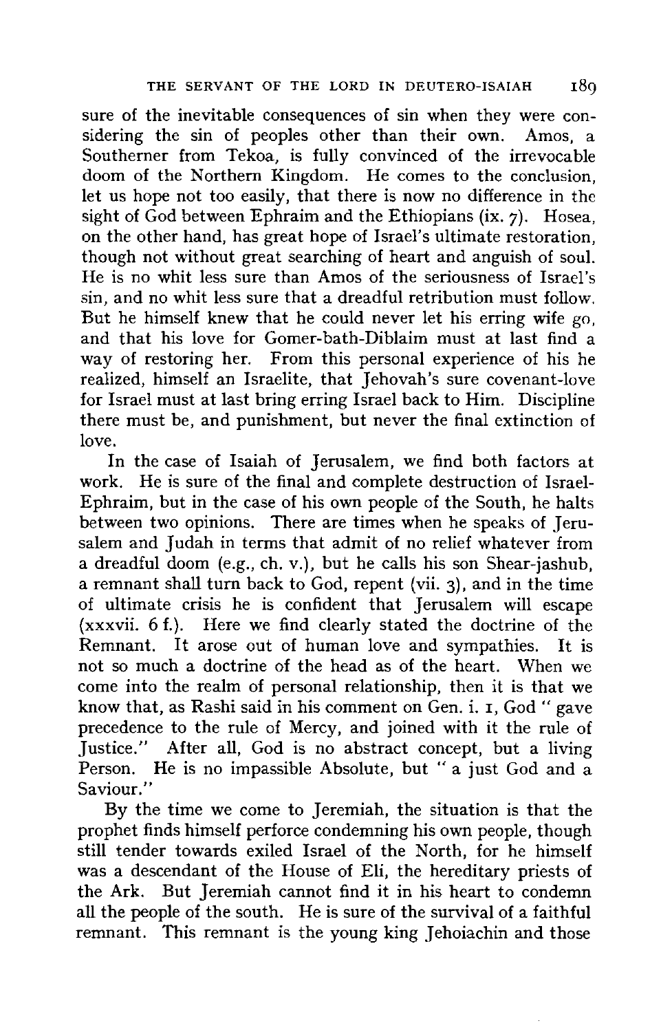sure of the inevitable consequences of sin when they were considering the sin of peoples other than their own. Amos, a Southerner from Tekoa, is fully convinced of the irrevocable doom of the Northern Kingdom. He comes to the conclusion, let us hope not too easily, that there is now no difference in the sight of God between Ephraim and the Ethiopians (ix. 7). Hosea, on the other hand, has great hope of Israel's ultimate restoration, though not without great searching of heart and anguish of soul. He is no whit less sure than Amos of the seriousness of Israel's sin, and no whit less sure that a dreadful retribution must follow. But he himself knew that he could never let his erring wife go, and that his love for Gomer-bath-Diblaim must at last find a way of restoring her. From this personal experience of his he realized, himself an Israelite, that Jehovah's sure covenant-love for Israel must at last bring erring Israel back to Him. Discipline there must be, and punishment, but never the final extinction of love.

In the case of Isaiah of Jerusalem, we find both factors at work. He is sure of the final and complete destruction of Israel-Ephraim, but in the case of his own people of the South, he halts between two opinions. There are times when he speaks of Jerusalem and Judah in terms that admit of no relief whatever from a dreadful doom (e.g., ch. v.), but he calls his son Shear-jashub, a remnant shall turn back to God, repent (vii. 3), and in the time of ultimate crisis he is confident that Jerusalem will escape (xxxvii. 6 f.). Here we find clearly stated the doctrine of the Remnant. It arose out of human love and sympathies. It is not so much a doctrine of the head as of the heart. When we come into the realm of personal relationship, then it is that we know that, as Rashi said in his comment on Gen. i. 1, God " gave precedence to the rule of Mercy, and joined with it the rule of Justice." After all, God is no abstract concept, but a living Person. He is no impassible Absolute, but " a just God and a Saviour."

By the time we come to Jeremiah, the situation is that the prophet finds himself perforce condemning his own people, though still tender towards exiled Israel of the North, for he himself was a descendant of the House of Eli, the hereditary priests of the Ark. But Jeremiah cannot find it in his heart to condemn all the people of the south. He is sure of the survival of a faithful remnant. This remnant is the young king Jehoiachin and those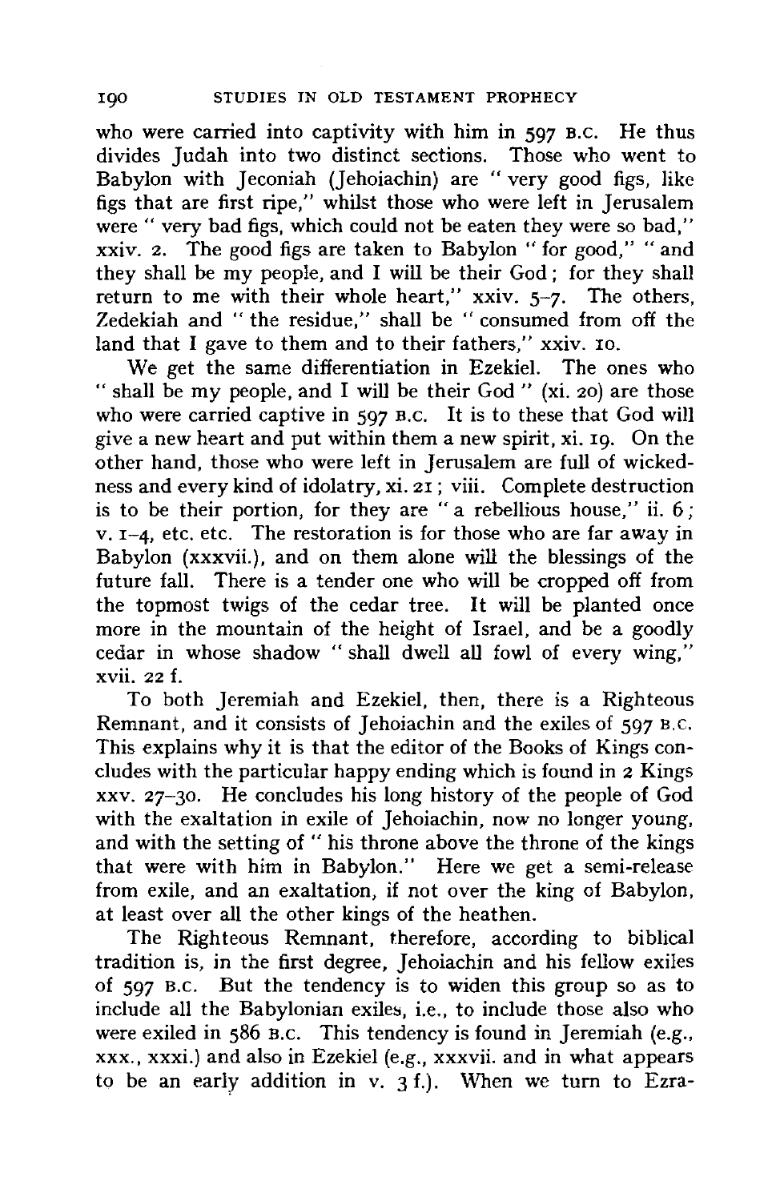who were carried into captivity with him in 597 B.C. He thus divides Judah into two distinct sections. Those who went to Babylon with Jeconiah (Jehoiachin) are " very good figs, like figs that are first ripe," whilst those who were left in Jerusalem were " very bad figs, which could not be eaten they were so bad," xxiv. 2. The good figs are taken to Babylon " for good," " and they shall be my people, and I will be their God; for they shall return to me with their whole heart," xxiv. 5–7. The others, Zedekiah and " the residue," shall be " consumed from off the land that I gave to them and to their fathers," xxiv. 10.

We get the same differentiation in Ezekiel. The ones who " shall be my people, and I will be their God " (xi. 20) are those who were carried captive in 597 B.C. It is to these that God will give a new heart and put within them a new spirit, xi. 19. On the other hand, those who were left in Jerusalem are full of wickedness and every kind of idolatry, xi. 21; viii. Complete destruction is to be their portion, for they are " a rebellious house," ii. 6; v. 1–4, etc. etc. The restoration is for those who are far away in Babylon (xxxvii.), and on them alone will the blessings of the future fall. There is a tender one who will be cropped off from the topmost twigs of the cedar tree. It will be planted once more in the mountain of the height of Israel, and be a goodly cedar in whose shadow " shall dwell all fowl of every wing," xvii. 22 f.

To both Jeremiah and Ezekiel, then, there is a Righteous Remnant, and it consists of Jehoiachin and the exiles of 597 B.C. This explains why it is that the editor of the Books of Kings concludes with the particular happy ending which is found in 2 Kings xxv. 27–30. He concludes his long history of the people of God with the exaltation in exile of Jehoiachin, now no longer young, and with the setting of " his throne above the throne of the kings that were with him in Babylon." Here we get a semi-release from exile, and an exaltation, if not over the king of Babylon, at least over all the other kings of the heathen.

The Righteous Remnant, therefore, according to biblical tradition is, in the first degree, Jehoiachin and his fellow exiles of 597 B.C. But the tendency is to widen this group so as to include all the Babylonian exiles, i.e., to include those also who were exiled in 586 B.C. This tendency is found in Jeremiah (e.g., xxx., xxxi.) and also in Ezekiel (e.g., xxxvii. and in what appears to be an early addition in v. 3 f.). When we turn to Ezra-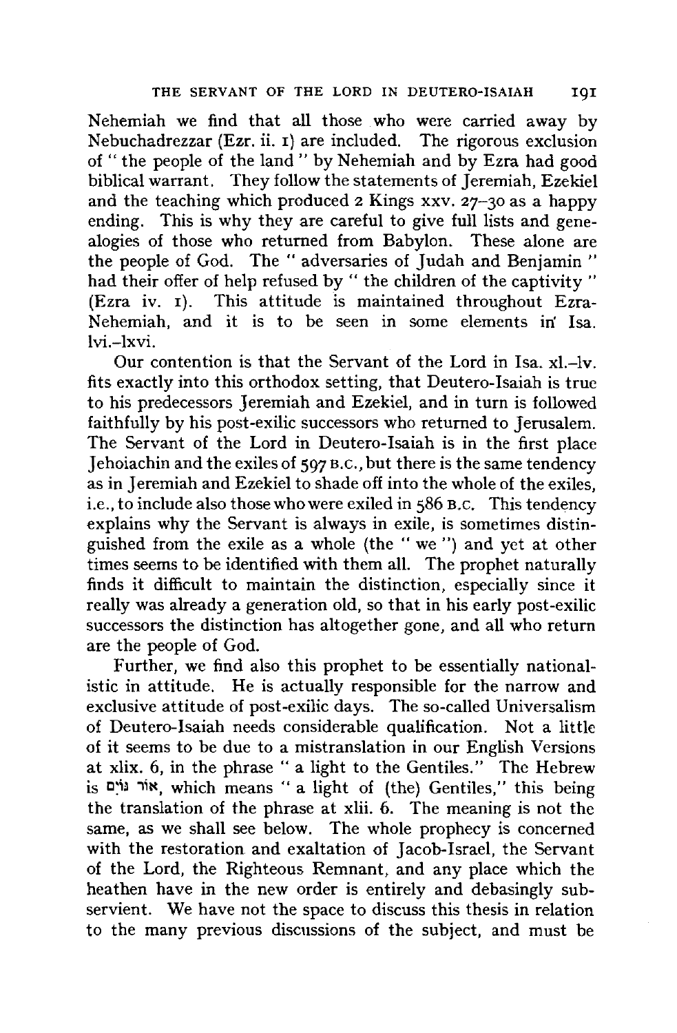Nehemiah we find that all those who were carried away by Nebuchadrezzar (Ezr. ii. 1) are included. The rigorous exclusion of " the people of the land " by Nehemiah and by Ezra had good biblical warrant. They follow the statements of Jeremiah, Ezekiel and the teaching which produced 2 Kings xxv. 27–30 as a happy ending. This is why they are careful to give full lists and genealogies of those who returned from Babylon. These alone are the people of God. The " adversaries of Judah and Benjamin " had their offer of help refused by " the children of the captivity " (Ezra iv. 1). This attitude is maintained throughout Ezra-Nehemiah, and it is to be seen in some elements in Isa. lvi.–lxvi.

Our contention is that the Servant of the Lord in Isa. xl.–lv. fits exactly into this orthodox setting, that Deutero-Isaiah is true to his predecessors Jeremiah and Ezekiel, and in turn is followed faithfully by his post-exilic successors who returned to Jerusalem. The Servant of the Lord in Deutero-Isaiah is in the first place Jehoiachin and the exiles of 597 B.C., but there is the same tendency as in Jeremiah and Ezekiel to shade off into the whole of the exiles, i.e., to include also those who were exiled in 586 B.C. This tendency explains why the Servant is always in exile, is sometimes distinguished from the exile as a whole (the " we ") and yet at other times seems to be identified with them all. The prophet naturally finds it difficult to maintain the distinction, especially since it really was already a generation old, so that in his early post-exilic successors the distinction has altogether gone, and all who return are the people of God.

Further, we find also this prophet to be essentially nationalistic in attitude. He is actually responsible for the narrow and exclusive attitude of post-exilic days. The so-called Universalism of Deutero-Isaiah needs considerable qualification. Not a little of it seems to be due to a mistranslation in our English Versions at xlix. 6, in the phrase " a light to the Gentiles." The Hebrew is אוֹר גּוֹיִם, which means " a light of (the) Gentiles," this being the translation of the phrase at xlii. 6. The meaning is not the same, as we shall see below. The whole prophecy is concerned with the restoration and exaltation of Jacob-Israel, the Servant of the Lord, the Righteous Remnant, and any place which the heathen have in the new order is entirely and debasingly subservient. We have not the space to discuss this thesis in relation to the many previous discussions of the subject, and must be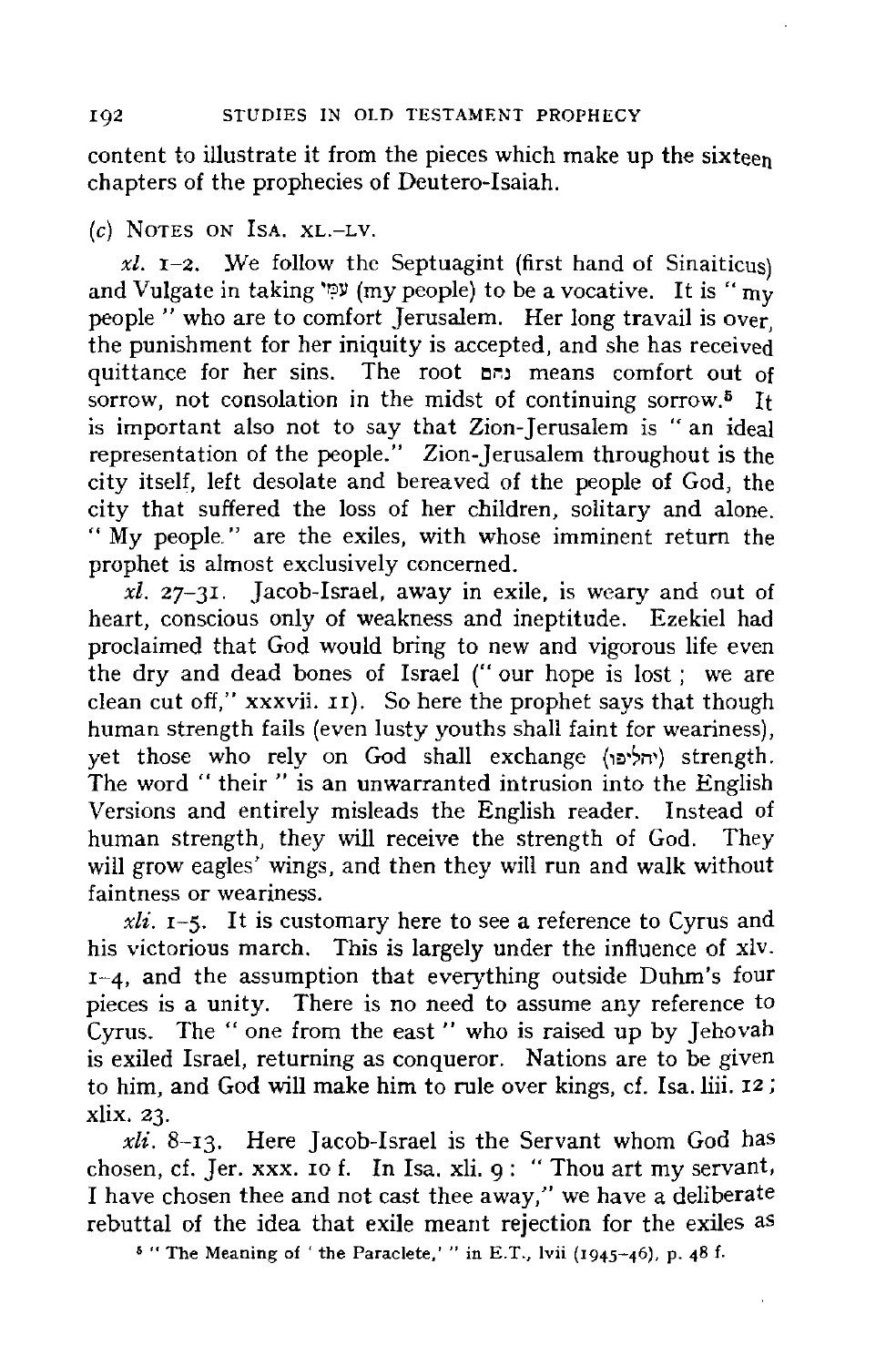content to illustrate it from the pieces which make up the sixteen chapters of the prophecies of Deutero-Isaiah.

(*c*) Notes on Isa. xl.–lv.

*xl.* 1–2. We follow the Septuagint (first hand of Sinaiticus) and Vulgate in taking עַמִּי (my people) to be a vocative. It is "my people" who are to comfort Jerusalem. Her long travail is over, the punishment for her iniquity is accepted, and she has received quittance for her sins. The root נחם means comfort out of sorrow, not consolation in the midst of continuing sorrow.[5] It is important also not to say that Zion-Jerusalem is "an ideal representation of the people." Zion-Jerusalem throughout is the city itself, left desolate and bereaved of the people of God, the city that suffered the loss of her children, solitary and alone. "My people" are the exiles, with whose imminent return the prophet is almost exclusively concerned.

*xl.* 27–31. Jacob-Israel, away in exile, is weary and out of heart, conscious only of weakness and ineptitude. Ezekiel had proclaimed that God would bring to new and vigorous life even the dry and dead bones of Israel ("our hope is lost; we are clean cut off," xxxvii. 11). So here the prophet says that though human strength fails (even lusty youths shall faint for weariness), yet those who rely on God shall exchange (יחליפו) strength. The word "their" is an unwarranted intrusion into the English Versions and entirely misleads the English reader. Instead of human strength, they will receive the strength of God. They will grow eagles' wings, and then they will run and walk without faintness or weariness.

*xli.* 1–5. It is customary here to see a reference to Cyrus and his victorious march. This is largely under the influence of xlv. 1–4, and the assumption that everything outside Duhm's four pieces is a unity. There is no need to assume any reference to Cyrus. The "one from the east" who is raised up by Jehovah is exiled Israel, returning as conqueror. Nations are to be given to him, and God will make him to rule over kings, cf. Isa. liii. 12; xlix. 23.

*xli.* 8–13. Here Jacob-Israel is the Servant whom God has chosen, cf. Jer. xxx. 10 f. In Isa. xli. 9: "Thou art my servant, I have chosen thee and not cast thee away," we have a deliberate rebuttal of the idea that exile meant rejection for the exiles as

[5] "The Meaning of 'the Paraclete,'" in E.T., lvii (1945–46), p. 48 f.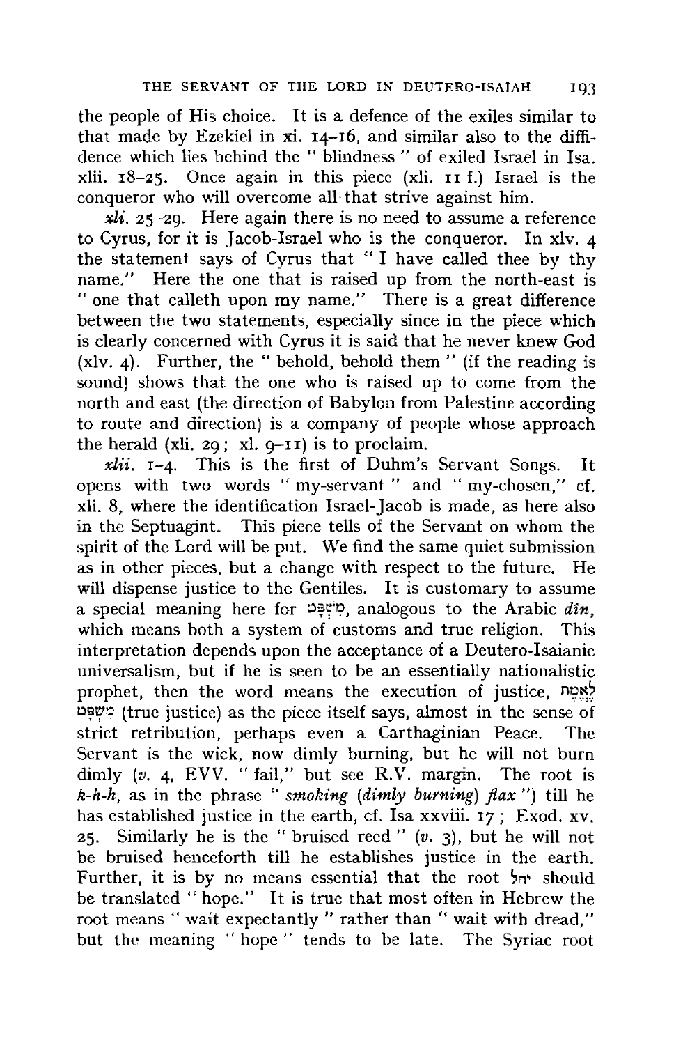the people of His choice. It is a defence of the exiles similar to that made by Ezekiel in xi. 14–16, and similar also to the diffidence which lies behind the " blindness " of exiled Israel in Isa. xlii. 18–25. Once again in this piece (xli. 11 f.) Israel is the conqueror who will overcome all that strive against him.

*xli.* 25–29. Here again there is no need to assume a reference to Cyrus, for it is Jacob-Israel who is the conqueror. In xlv. 4 the statement says of Cyrus that " I have called thee by thy name." Here the one that is raised up from the north-east is " one that calleth upon my name." There is a great difference between the two statements, especially since in the piece which is clearly concerned with Cyrus it is said that he never knew God (xlv. 4). Further, the " behold, behold them " (if the reading is sound) shows that the one who is raised up to come from the north and east (the direction of Babylon from Palestine according to route and direction) is a company of people whose approach the herald (xli. 29; xl. 9–11) is to proclaim.

*xlii.* 1–4. This is the first of Duhm's Servant Songs. It opens with two words " my-servant " and " my-chosen," cf. xli. 8, where the identification Israel-Jacob is made, as here also in the Septuagint. This piece tells of the Servant on whom the spirit of the Lord will be put. We find the same quiet submission as in other pieces, but a change with respect to the future. He will dispense justice to the Gentiles. It is customary to assume a special meaning here for מִשְׁפָּט, analogous to the Arabic *dîn*, which means both a system of customs and true religion. This interpretation depends upon the acceptance of a Deutero-Isaianic universalism, but if he is seen to be an essentially nationalistic prophet, then the word means the execution of justice, לֶאֱמֶת מִשְׁפָּט (true justice) as the piece itself says, almost in the sense of strict retribution, perhaps even a Carthaginian Peace. The Servant is the wick, now dimly burning, but he will not burn dimly (*v.* 4, EVV. " fail," but see R.V. margin. The root is *k-h-h*, as in the phrase " *smoking* (*dimly burning*) *flax* ") till he has established justice in the earth, cf. Isa xxviii. 17; Exod. xv. 25. Similarly he is the " bruised reed " (*v.* 3), but he will not be bruised henceforth till he establishes justice in the earth. Further, it is by no means essential that the root יחל should be translated " hope." It is true that most often in Hebrew the root means " wait expectantly " rather than " wait with dread," but the meaning " hope " tends to be late. The Syriac root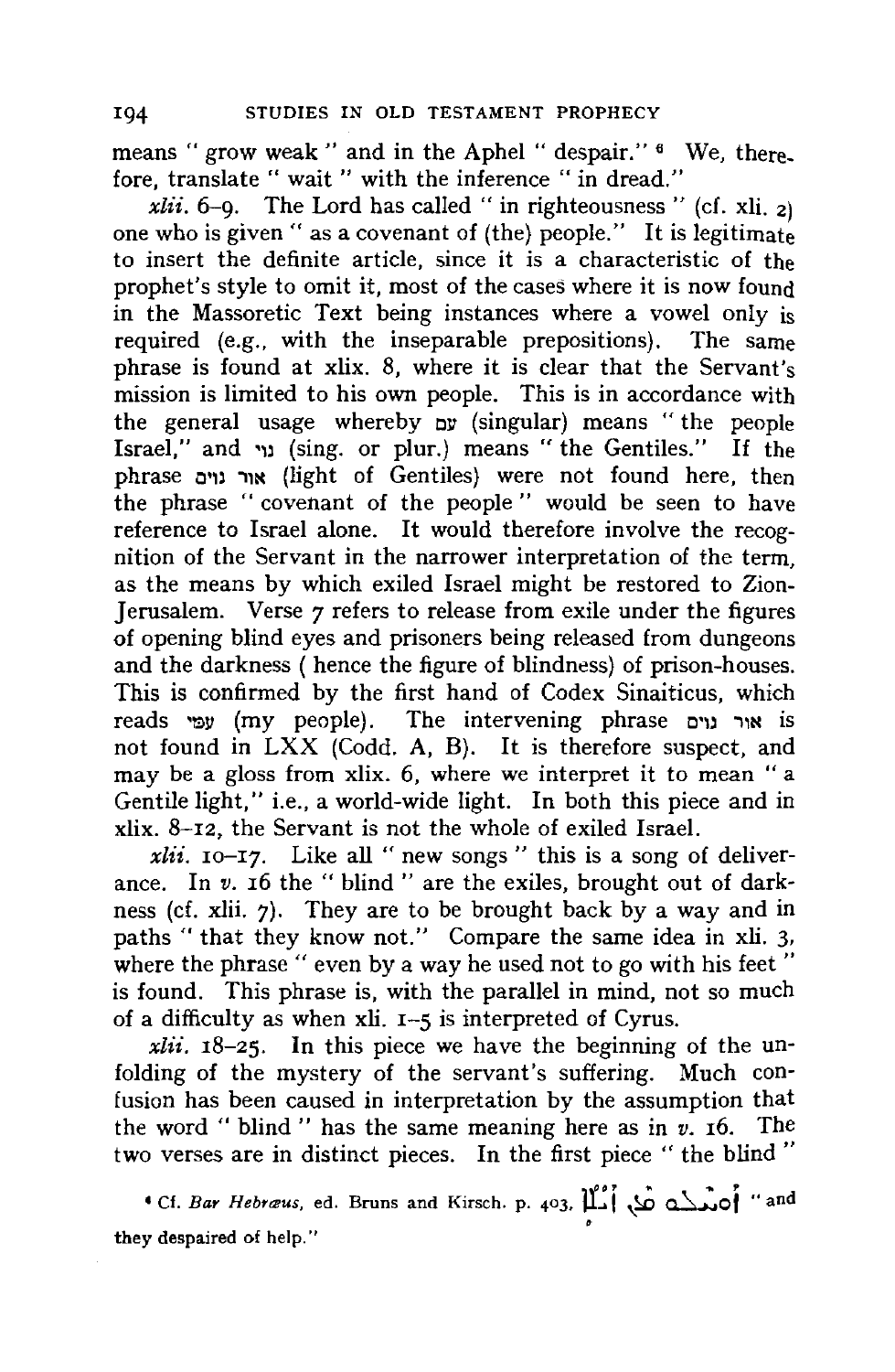means " grow weak " and in the Aphel " despair." [6] We, therefore, translate " wait " with the inference " in dread."

*xlii.* 6–9. The Lord has called " in righteousness " (cf. xli. 2) one who is given " as a covenant of (the) people." It is legitimate to insert the definite article, since it is a characteristic of the prophet's style to omit it, most of the cases where it is now found in the Massoretic Text being instances where a vowel only is required (e.g., with the inseparable prepositions). The same phrase is found at xlix. 8, where it is clear that the Servant's mission is limited to his own people. This is in accordance with the general usage whereby עם (singular) means " the people Israel," and גוי (sing. or plur.) means " the Gentiles." If the phrase אור גוים (light of Gentiles) were not found here, then the phrase " covenant of the people " would be seen to have reference to Israel alone. It would therefore involve the recognition of the Servant in the narrower interpretation of the term, as the means by which exiled Israel might be restored to Zion-Jerusalem. Verse 7 refers to release from exile under the figures of opening blind eyes and prisoners being released from dungeons and the darkness ( hence the figure of blindness) of prison-houses. This is confirmed by the first hand of Codex Sinaiticus, which reads עמי (my people). The intervening phrase אור גוים is not found in LXX (Codd. A, B). It is therefore suspect, and may be a gloss from xlix. 6, where we interpret it to mean " a Gentile light," i.e., a world-wide light. In both this piece and in xlix. 8–12, the Servant is not the whole of exiled Israel.

*xlii.* 10–17. Like all " new songs " this is a song of deliverance. In *v.* 16 the " blind " are the exiles, brought out of darkness (cf. xlii. 7). They are to be brought back by a way and in paths " that they know not." Compare the same idea in xli. 3, where the phrase " even by a way he used not to go with his feet " is found. This phrase is, with the parallel in mind, not so much of a difficulty as when xli. 1–5 is interpreted of Cyrus.

*xlii.* 18–25. In this piece we have the beginning of the unfolding of the mystery of the servant's suffering. Much confusion has been caused in interpretation by the assumption that the word " blind " has the same meaning here as in *v.* 16. The two verses are in distinct pieces. In the first piece " the blind "

[6] Cf. *Bar Hebræus*, ed. Bruns and Kirsch. p. 403, ܐܬܡܠܟܘ ܡܢ ܥܘܕܪܢܐ " and they despaired of help."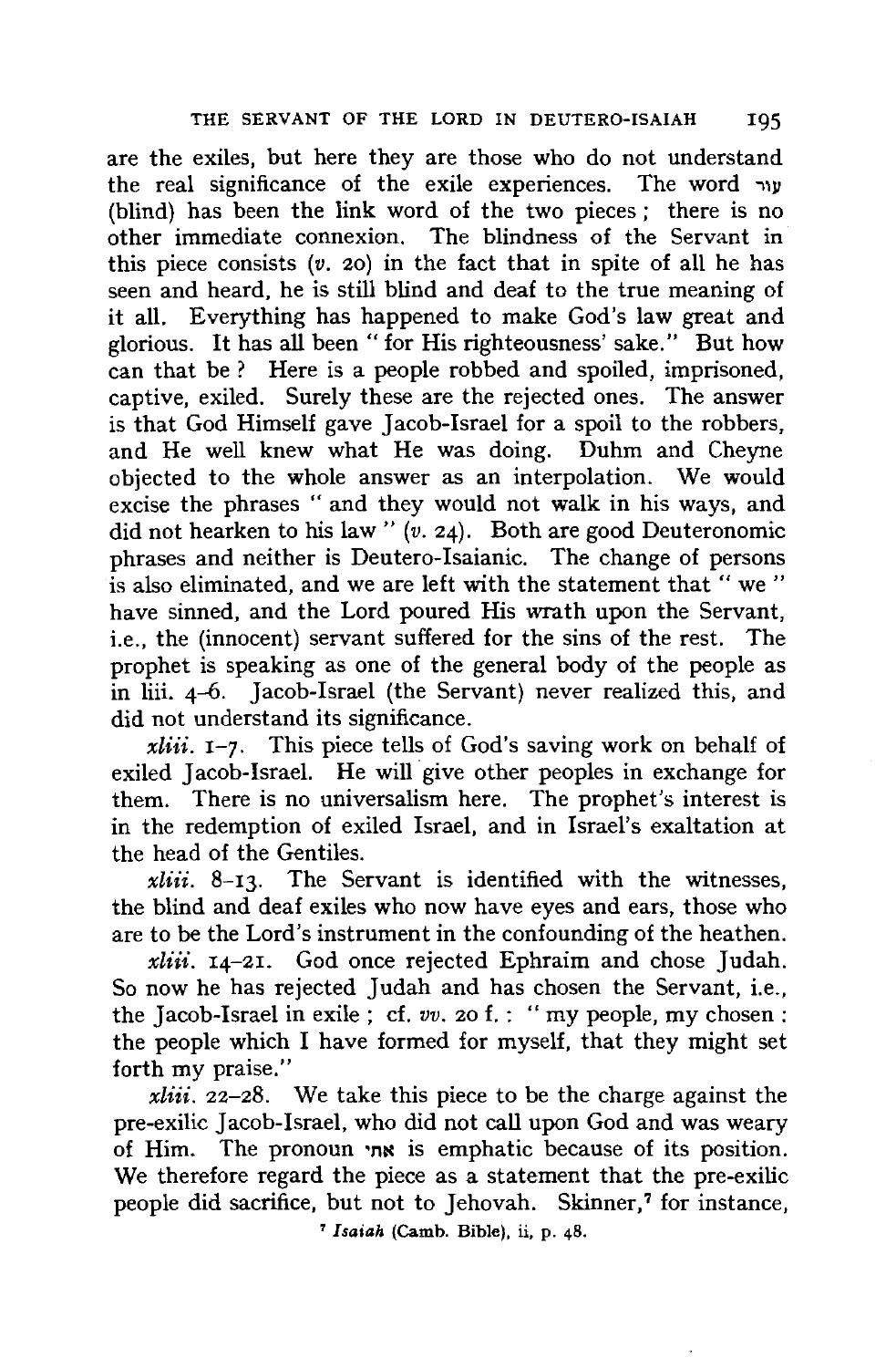are the exiles, but here they are those who do not understand the real significance of the exile experiences. The word עִוֵּר (blind) has been the link word of the two pieces; there is no other immediate connexion. The blindness of the Servant in this piece consists (*v.* 20) in the fact that in spite of all he has seen and heard, he is still blind and deaf to the true meaning of it all. Everything has happened to make God's law great and glorious. It has all been "for His righteousness' sake." But how can that be? Here is a people robbed and spoiled, imprisoned, captive, exiled. Surely these are the rejected ones. The answer is that God Himself gave Jacob-Israel for a spoil to the robbers, and He well knew what He was doing. Duhm and Cheyne objected to the whole answer as an interpolation. We would excise the phrases "and they would not walk in his ways, and did not hearken to his law" (*v.* 24). Both are good Deuteronomic phrases and neither is Deutero-Isaianic. The change of persons is also eliminated, and we are left with the statement that "we" have sinned, and the Lord poured His wrath upon the Servant, i.e., the (innocent) servant suffered for the sins of the rest. The prophet is speaking as one of the general body of the people as in liii. 4–6. Jacob-Israel (the Servant) never realized this, and did not understand its significance.

*xliii.* 1–7. This piece tells of God's saving work on behalf of exiled Jacob-Israel. He will give other peoples in exchange for them. There is no universalism here. The prophet's interest is in the redemption of exiled Israel, and in Israel's exaltation at the head of the Gentiles.

*xliii.* 8–13. The Servant is identified with the witnesses, the blind and deaf exiles who now have eyes and ears, those who are to be the Lord's instrument in the confounding of the heathen.

*xliii.* 14–21. God once rejected Ephraim and chose Judah. So now he has rejected Judah and has chosen the Servant, i.e., the Jacob-Israel in exile; cf. *vv.* 20 f.: "my people, my chosen: the people which I have formed for myself, that they might set forth my praise."

*xliii.* 22–28. We take this piece to be the charge against the pre-exilic Jacob-Israel, who did not call upon God and was weary of Him. The pronoun אֹתִי is emphatic because of its position. We therefore regard the piece as a statement that the pre-exilic people did sacrifice, but not to Jehovah. Skinner,[7] for instance,

[7] *Isaiah* (Camb. Bible), ii, p. 48.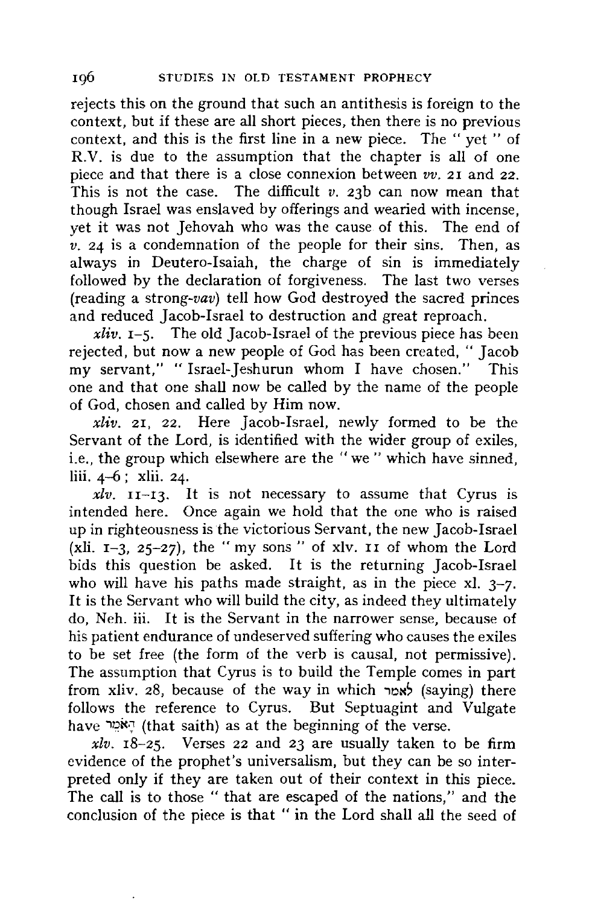rejects this on the ground that such an antithesis is foreign to the context, but if these are all short pieces, then there is no previous context, and this is the first line in a new piece. The "yet" of R.V. is due to the assumption that the chapter is all of one piece and that there is a close connexion between *vv.* 21 and 22. This is not the case. The difficult *v.* 23b can now mean that though Israel was enslaved by offerings and wearied with incense, yet it was not Jehovah who was the cause of this. The end of *v.* 24 is a condemnation of the people for their sins. Then, as always in Deutero-Isaiah, the charge of sin is immediately followed by the declaration of forgiveness. The last two verses (reading a strong-*vav*) tell how God destroyed the sacred princes and reduced Jacob-Israel to destruction and great reproach.

*xliv.* 1–5. The old Jacob-Israel of the previous piece has been rejected, but now a new people of God has been created, "Jacob my servant," "Israel-Jeshurun whom I have chosen." This one and that one shall now be called by the name of the people of God, chosen and called by Him now.

*xliv.* 21, 22. Here Jacob-Israel, newly formed to be the Servant of the Lord, is identified with the wider group of exiles, i.e., the group which elsewhere are the "we" which have sinned, liii. 4–6; xlii. 24.

*xlv.* 11–13. It is not necessary to assume that Cyrus is intended here. Once again we hold that the one who is raised up in righteousness is the victorious Servant, the new Jacob-Israel (xli. 1–3, 25–27), the "my sons" of xlv. 11 of whom the Lord bids this question be asked. It is the returning Jacob-Israel who will have his paths made straight, as in the piece xl. 3–7. It is the Servant who will build the city, as indeed they ultimately do, Neh. iii. It is the Servant in the narrower sense, because of his patient endurance of undeserved suffering who causes the exiles to be set free (the form of the verb is causal, not permissive). The assumption that Cyrus is to build the Temple comes in part from xliv. 28, because of the way in which לֵאמֹר (saying) there follows the reference to Cyrus. But Septuagint and Vulgate have הָאֹמֵר (that saith) as at the beginning of the verse.

*xlv.* 18–25. Verses 22 and 23 are usually taken to be firm evidence of the prophet's universalism, but they can be so interpreted only if they are taken out of their context in this piece. The call is to those "that are escaped of the nations," and the conclusion of the piece is that "in the Lord shall all the seed of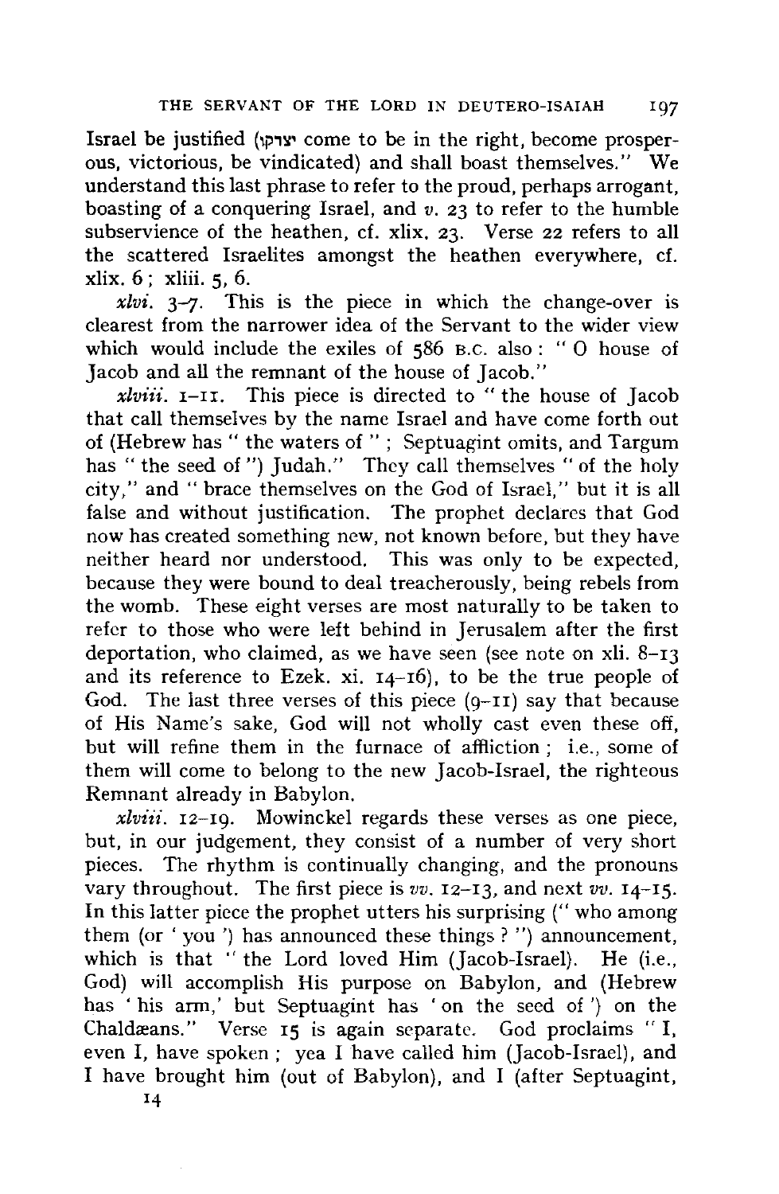Israel be justified (יִצְדְּקוּ come to be in the right, become prosperous, victorious, be vindicated) and shall boast themselves." We understand this last phrase to refer to the proud, perhaps arrogant, boasting of a conquering Israel, and *v.* 23 to refer to the humble subservience of the heathen, cf. xlix. 23. Verse 22 refers to all the scattered Israelites amongst the heathen everywhere, cf. xlix. 6; xliii. 5, 6.

*xlvi.* 3–7. This is the piece in which the change-over is clearest from the narrower idea of the Servant to the wider view which would include the exiles of 586 B.C. also: "O house of Jacob and all the remnant of the house of Jacob."

*xlviii.* 1–11. This piece is directed to "the house of Jacob that call themselves by the name Israel and have come forth out of (Hebrew has "the waters of"; Septuagint omits, and Targum has "the seed of") Judah." They call themselves "of the holy city," and "brace themselves on the God of Israel," but it is all false and without justification. The prophet declares that God now has created something new, not known before, but they have neither heard nor understood. This was only to be expected, because they were bound to deal treacherously, being rebels from the womb. These eight verses are most naturally to be taken to refer to those who were left behind in Jerusalem after the first deportation, who claimed, as we have seen (see note on xli. 8–13 and its reference to Ezek. xi. 14–16), to be the true people of God. The last three verses of this piece (9–11) say that because of His Name's sake, God will not wholly cast even these off, but will refine them in the furnace of affliction; i.e., some of them will come to belong to the new Jacob-Israel, the righteous Remnant already in Babylon.

*xlviii.* 12–19. Mowinckel regards these verses as one piece, but, in our judgement, they consist of a number of very short pieces. The rhythm is continually changing, and the pronouns vary throughout. The first piece is *vv.* 12–13, and next *vv.* 14–15. In this latter piece the prophet utters his surprising ("who among them (or 'you') has announced these things?") announcement, which is that "the Lord loved Him (Jacob-Israel). He (i.e., God) will accomplish His purpose on Babylon, and (Hebrew has 'his arm,' but Septuagint has 'on the seed of') on the Chaldæans." Verse 15 is again separate. God proclaims "I, even I, have spoken; yea I have called him (Jacob-Israel), and I have brought him (out of Babylon), and I (after Septuagint,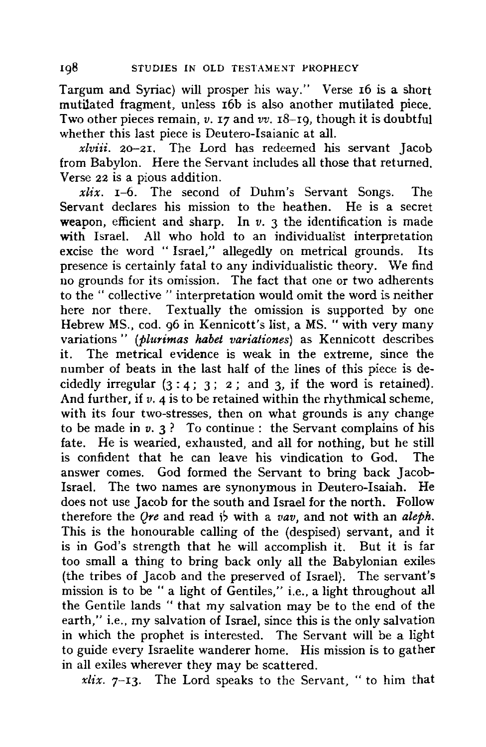Targum and Syriac) will prosper his way." Verse 16 is a short mutilated fragment, unless 16b is also another mutilated piece. Two other pieces remain, *v.* 17 and *vv.* 18–19, though it is doubtful whether this last piece is Deutero-Isaianic at all.

*xlviii.* 20–21. The Lord has redeemed his servant Jacob from Babylon. Here the Servant includes all those that returned. Verse 22 is a pious addition.

*xlix.* 1–6. The second of Duhm's Servant Songs. The Servant declares his mission to the heathen. He is a secret weapon, efficient and sharp. In *v.* 3 the identification is made with Israel. All who hold to an individualist interpretation excise the word "Israel," allegedly on metrical grounds. Its presence is certainly fatal to any individualistic theory. We find no grounds for its omission. The fact that one or two adherents to the "collective" interpretation would omit the word is neither here nor there. Textually the omission is supported by one Hebrew MS., cod. 96 in Kennicott's list, a MS. "with very many variations" (*plurimas habet variationes*) as Kennicott describes it. The metrical evidence is weak in the extreme, since the number of beats in the last half of the lines of this piece is decidedly irregular (3 : 4 ; 3 ; 2 ; and 3, if the word is retained). And further, if *v.* 4 is to be retained within the rhythmical scheme, with its four two-stresses, then on what grounds is any change to be made in *v.* 3 ? To continue : the Servant complains of his fate. He is wearied, exhausted, and all for nothing, but he still is confident that he can leave his vindication to God. The answer comes. God formed the Servant to bring back Jacob-Israel. The two names are synonymous in Deutero-Isaiah. He does not use Jacob for the south and Israel for the north. Follow therefore the *Qre* and read לוֹ with a *vav*, and not with an *aleph*. This is the honourable calling of the (despised) servant, and it is in God's strength that he will accomplish it. But it is far too small a thing to bring back only all the Babylonian exiles (the tribes of Jacob and the preserved of Israel). The servant's mission is to be "a light of Gentiles," i.e., a light throughout all the Gentile lands "that my salvation may be to the end of the earth," i.e., my salvation of Israel, since this is the only salvation in which the prophet is interested. The Servant will be a light to guide every Israelite wanderer home. His mission is to gather in all exiles wherever they may be scattered.

*xlix.* 7–13. The Lord speaks to the Servant, "to him that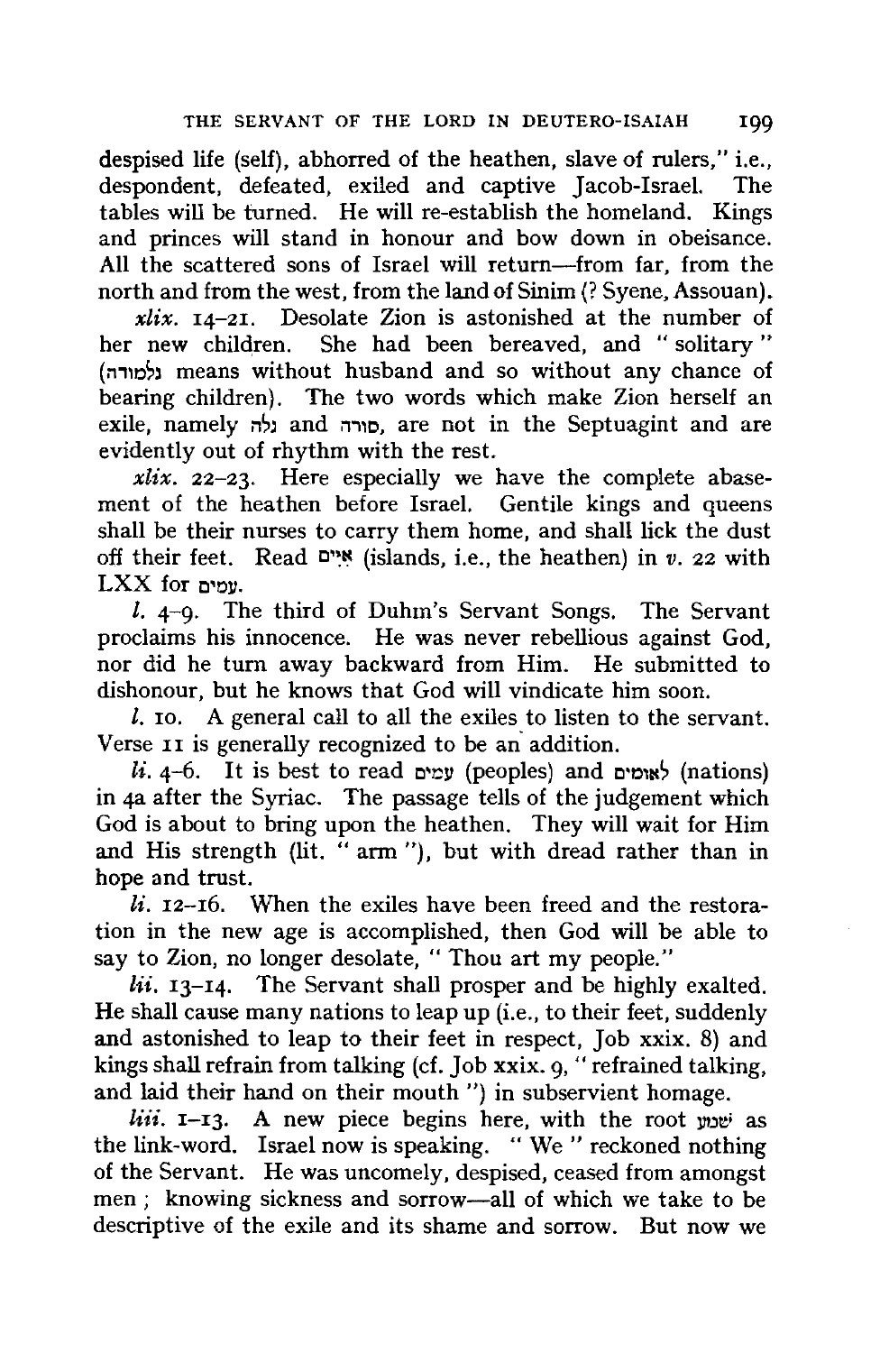despised life (self), abhorred of the heathen, slave of rulers," i.e., despondent, defeated, exiled and captive Jacob-Israel. The tables will be turned. He will re-establish the homeland. Kings and princes will stand in honour and bow down in obeisance. All the scattered sons of Israel will return—from far, from the north and from the west, from the land of Sinim (? Syene, Assouan).

*xlix.* 14–21. Desolate Zion is astonished at the number of her new children. She had been bereaved, and "solitary" (גלמודה means without husband and so without any chance of bearing children). The two words which make Zion herself an exile, namely גלה and סורה, are not in the Septuagint and are evidently out of rhythm with the rest.

*xlix.* 22–23. Here especially we have the complete abasement of the heathen before Israel. Gentile kings and queens shall be their nurses to carry them home, and shall lick the dust off their feet. Read איים (islands, i.e., the heathen) in *v.* 22 with LXX for עמים.

*l.* 4–9. The third of Duhm's Servant Songs. The Servant proclaims his innocence. He was never rebellious against God, nor did he turn away backward from Him. He submitted to dishonour, but he knows that God will vindicate him soon.

*l.* 10. A general call to all the exiles to listen to the servant. Verse 11 is generally recognized to be an addition.

*li.* 4–6. It is best to read עמים (peoples) and לאומים (nations) in 4a after the Syriac. The passage tells of the judgement which God is about to bring upon the heathen. They will wait for Him and His strength (lit. "arm"), but with dread rather than in hope and trust.

*li.* 12–16. When the exiles have been freed and the restoration in the new age is accomplished, then God will be able to say to Zion, no longer desolate, "Thou art my people."

*lii.* 13–14. The Servant shall prosper and be highly exalted. He shall cause many nations to leap up (i.e., to their feet, suddenly and astonished to leap to their feet in respect, Job xxix. 8) and kings shall refrain from talking (cf. Job xxix. 9, "refrained talking, and laid their hand on their mouth") in subservient homage.

*liii.* 1–13. A new piece begins here, with the root שמע as the link-word. Israel now is speaking. "We" reckoned nothing of the Servant. He was uncomely, despised, ceased from amongst men; knowing sickness and sorrow—all of which we take to be descriptive of the exile and its shame and sorrow. But now we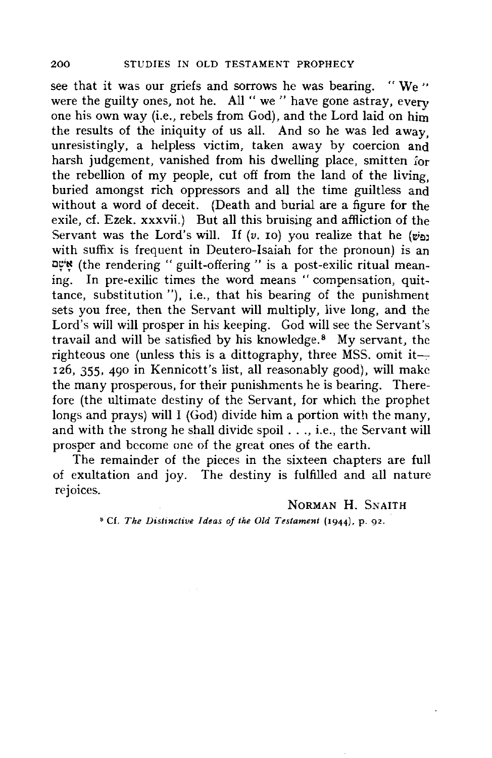see that it was our griefs and sorrows he was bearing. "We" were the guilty ones, not he. All "we" have gone astray, every one his own way (i.e., rebels from God), and the Lord laid on him the results of the iniquity of us all. And so he was led away, unresistingly, a helpless victim, taken away by coercion and harsh judgement, vanished from his dwelling place, smitten for the rebellion of my people, cut off from the land of the living, buried amongst rich oppressors and all the time guiltless and without a word of deceit. (Death and burial are a figure for the exile, cf. Ezek. xxxvii.) But all this bruising and affliction of the Servant was the Lord's will. If (*v.* 10) you realize that he (נפש with suffix is frequent in Deutero-Isaiah for the pronoun) is an אָשָׁם (the rendering "guilt-offering" is a post-exilic ritual meaning. In pre-exilic times the word means "compensation, quittance, substitution"), i.e., that his bearing of the punishment sets you free, then the Servant will multiply, live long, and the Lord's will will prosper in his keeping. God will see the Servant's travail and will be satisfied by his knowledge.[8] My servant, the righteous one (unless this is a dittography, three MSS. omit it—126, 355, 490 in Kennicott's list, all reasonably good), will make the many prosperous, for their punishments he is bearing. Therefore (the ultimate destiny of the Servant, for which the prophet longs and prays) will I (God) divide him a portion with the many, and with the strong he shall divide spoil . . ., i.e., the Servant will prosper and become one of the great ones of the earth.

The remainder of the pieces in the sixteen chapters are full of exultation and joy. The destiny is fulfilled and all nature rejoices.

NORMAN H. SNAITH

[8] Cf. *The Distinctive Ideas of the Old Testament* (1944), p. 92.